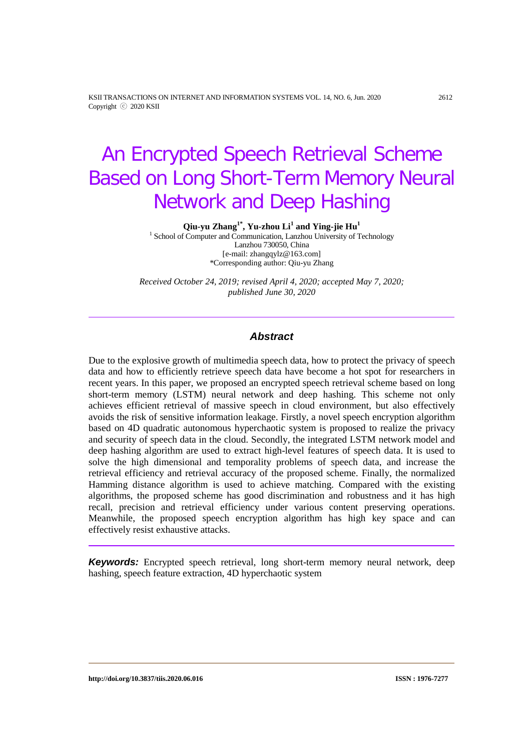# An Encrypted Speech Retrieval Scheme Based on Long Short-Term Memory Neural Network and Deep Hashing

**Qiu-yu Zhang[1*], Yu-zhou Li[1] and Ying-jie Hu[1]**

[1] School of Computer and Communication, Lanzhou University of Technology
Lanzhou 730050, China
[e-mail: zhangqylz@163.com]
*Corresponding author: Qiu-yu Zhang

*Received October 24, 2019; revised April 4, 2020; accepted May 7, 2020; published June 30, 2020*

## Abstract

Due to the explosive growth of multimedia speech data, how to protect the privacy of speech data and how to efficiently retrieve speech data have become a hot spot for researchers in recent years. In this paper, we proposed an encrypted speech retrieval scheme based on long short-term memory (LSTM) neural network and deep hashing. This scheme not only achieves efficient retrieval of massive speech in cloud environment, but also effectively avoids the risk of sensitive information leakage. Firstly, a novel speech encryption algorithm based on 4D quadratic autonomous hyperchaotic system is proposed to realize the privacy and security of speech data in the cloud. Secondly, the integrated LSTM network model and deep hashing algorithm are used to extract high-level features of speech data. It is used to solve the high dimensional and temporality problems of speech data, and increase the retrieval efficiency and retrieval accuracy of the proposed scheme. Finally, the normalized Hamming distance algorithm is used to achieve matching. Compared with the existing algorithms, the proposed scheme has good discrimination and robustness and it has high recall, precision and retrieval efficiency under various content preserving operations. Meanwhile, the proposed speech encryption algorithm has high key space and can effectively resist exhaustive attacks.

***Keywords:*** Encrypted speech retrieval, long short-term memory neural network, deep hashing, speech feature extraction, 4D hyperchaotic system

**http://doi.org/10.3837/tiis.2020.06.016** **ISSN : 1976-7277**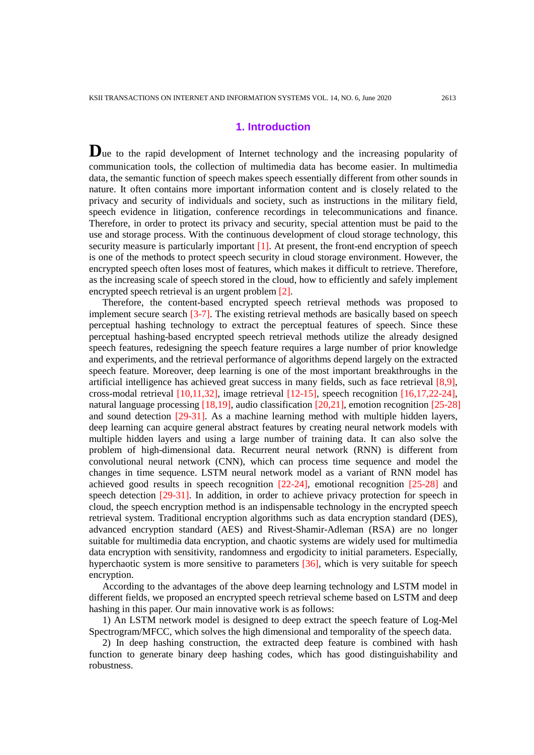## 1. Introduction

Due to the rapid development of Internet technology and the increasing popularity of communication tools, the collection of multimedia data has become easier. In multimedia data, the semantic function of speech makes speech essentially different from other sounds in nature. It often contains more important information content and is closely related to the privacy and security of individuals and society, such as instructions in the military field, speech evidence in litigation, conference recordings in telecommunications and finance. Therefore, in order to protect its privacy and security, special attention must be paid to the use and storage process. With the continuous development of cloud storage technology, this security measure is particularly important [1]. At present, the front-end encryption of speech is one of the methods to protect speech security in cloud storage environment. However, the encrypted speech often loses most of features, which makes it difficult to retrieve. Therefore, as the increasing scale of speech stored in the cloud, how to efficiently and safely implement encrypted speech retrieval is an urgent problem [2].

Therefore, the content-based encrypted speech retrieval methods was proposed to implement secure search [3-7]. The existing retrieval methods are basically based on speech perceptual hashing technology to extract the perceptual features of speech. Since these perceptual hashing-based encrypted speech retrieval methods utilize the already designed speech features, redesigning the speech feature requires a large number of prior knowledge and experiments, and the retrieval performance of algorithms depend largely on the extracted speech feature. Moreover, deep learning is one of the most important breakthroughs in the artificial intelligence has achieved great success in many fields, such as face retrieval [8,9], cross-modal retrieval [10,11,32], image retrieval [12-15], speech recognition [16,17,22-24], natural language processing [18,19], audio classification [20,21], emotion recognition [25-28] and sound detection [29-31]. As a machine learning method with multiple hidden layers, deep learning can acquire general abstract features by creating neural network models with multiple hidden layers and using a large number of training data. It can also solve the problem of high-dimensional data. Recurrent neural network (RNN) is different from convolutional neural network (CNN), which can process time sequence and model the changes in time sequence. LSTM neural network model as a variant of RNN model has achieved good results in speech recognition [22-24], emotional recognition [25-28] and speech detection [29-31]. In addition, in order to achieve privacy protection for speech in cloud, the speech encryption method is an indispensable technology in the encrypted speech retrieval system. Traditional encryption algorithms such as data encryption standard (DES), advanced encryption standard (AES) and Rivest-Shamir-Adleman (RSA) are no longer suitable for multimedia data encryption, and chaotic systems are widely used for multimedia data encryption with sensitivity, randomness and ergodicity to initial parameters. Especially, hyperchaotic system is more sensitive to parameters [36], which is very suitable for speech encryption.

According to the advantages of the above deep learning technology and LSTM model in different fields, we proposed an encrypted speech retrieval scheme based on LSTM and deep hashing in this paper. Our main innovative work is as follows:

1) An LSTM network model is designed to deep extract the speech feature of Log-Mel Spectrogram/MFCC, which solves the high dimensional and temporality of the speech data.

2) In deep hashing construction, the extracted deep feature is combined with hash function to generate binary deep hashing codes, which has good distinguishability and robustness.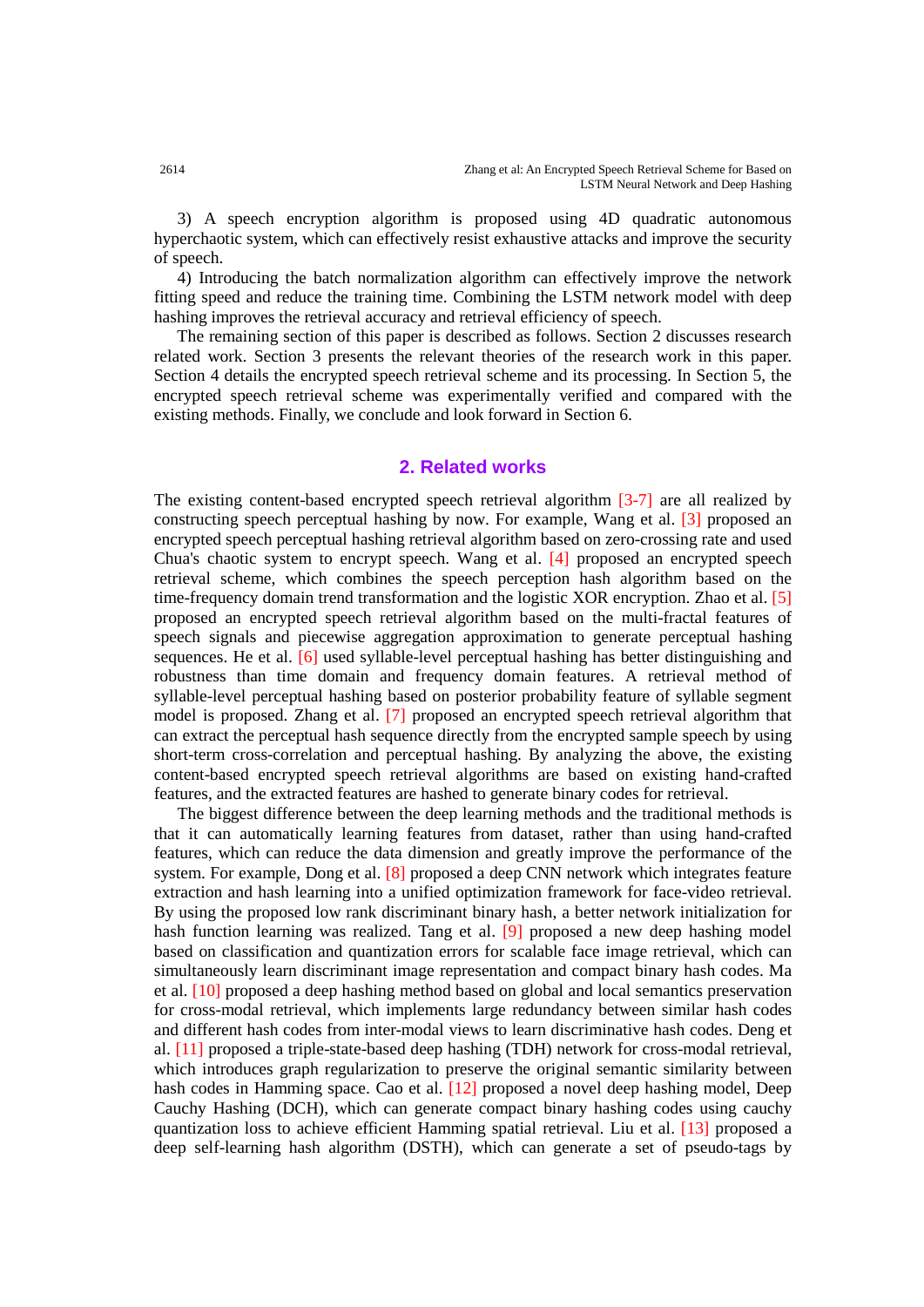3) A speech encryption algorithm is proposed using 4D quadratic autonomous hyperchaotic system, which can effectively resist exhaustive attacks and improve the security of speech.

4) Introducing the batch normalization algorithm can effectively improve the network fitting speed and reduce the training time. Combining the LSTM network model with deep hashing improves the retrieval accuracy and retrieval efficiency of speech.

The remaining section of this paper is described as follows. Section 2 discusses research related work. Section 3 presents the relevant theories of the research work in this paper. Section 4 details the encrypted speech retrieval scheme and its processing. In Section 5, the encrypted speech retrieval scheme was experimentally verified and compared with the existing methods. Finally, we conclude and look forward in Section 6.

## 2. Related works

The existing content-based encrypted speech retrieval algorithm [3-7] are all realized by constructing speech perceptual hashing by now. For example, Wang et al. [3] proposed an encrypted speech perceptual hashing retrieval algorithm based on zero-crossing rate and used Chua's chaotic system to encrypt speech. Wang et al. [4] proposed an encrypted speech retrieval scheme, which combines the speech perception hash algorithm based on the time-frequency domain trend transformation and the logistic XOR encryption. Zhao et al. [5] proposed an encrypted speech retrieval algorithm based on the multi-fractal features of speech signals and piecewise aggregation approximation to generate perceptual hashing sequences. He et al. [6] used syllable-level perceptual hashing has better distinguishing and robustness than time domain and frequency domain features. A retrieval method of syllable-level perceptual hashing based on posterior probability feature of syllable segment model is proposed. Zhang et al. [7] proposed an encrypted speech retrieval algorithm that can extract the perceptual hash sequence directly from the encrypted sample speech by using short-term cross-correlation and perceptual hashing. By analyzing the above, the existing content-based encrypted speech retrieval algorithms are based on existing hand-crafted features, and the extracted features are hashed to generate binary codes for retrieval.

The biggest difference between the deep learning methods and the traditional methods is that it can automatically learning features from dataset, rather than using hand-crafted features, which can reduce the data dimension and greatly improve the performance of the system. For example, Dong et al. [8] proposed a deep CNN network which integrates feature extraction and hash learning into a unified optimization framework for face-video retrieval. By using the proposed low rank discriminant binary hash, a better network initialization for hash function learning was realized. Tang et al. [9] proposed a new deep hashing model based on classification and quantization errors for scalable face image retrieval, which can simultaneously learn discriminant image representation and compact binary hash codes. Ma et al. [10] proposed a deep hashing method based on global and local semantics preservation for cross-modal retrieval, which implements large redundancy between similar hash codes and different hash codes from inter-modal views to learn discriminative hash codes. Deng et al. [11] proposed a triple-state-based deep hashing (TDH) network for cross-modal retrieval, which introduces graph regularization to preserve the original semantic similarity between hash codes in Hamming space. Cao et al. [12] proposed a novel deep hashing model, Deep Cauchy Hashing (DCH), which can generate compact binary hashing codes using cauchy quantization loss to achieve efficient Hamming spatial retrieval. Liu et al. [13] proposed a deep self-learning hash algorithm (DSTH), which can generate a set of pseudo-tags by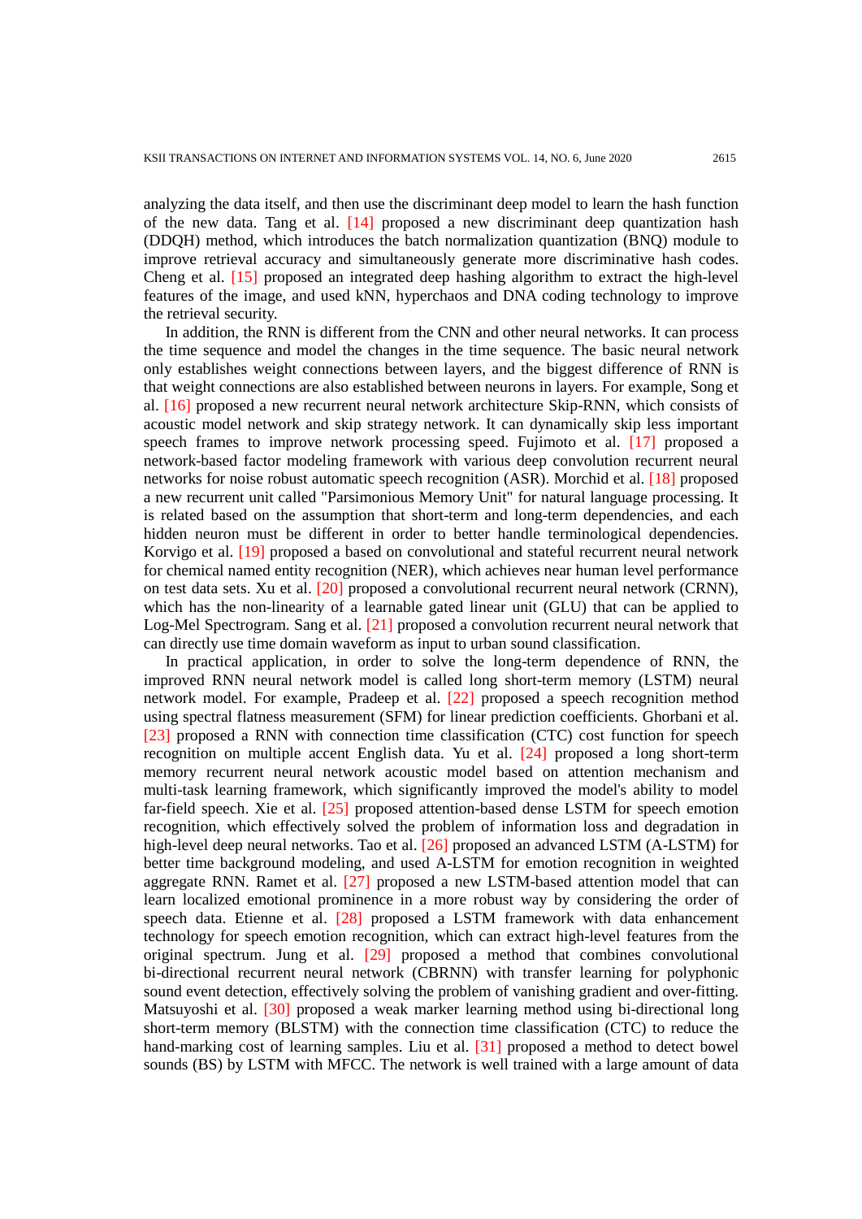analyzing the data itself, and then use the discriminant deep model to learn the hash function of the new data. Tang et al. [14] proposed a new discriminant deep quantization hash (DDQH) method, which introduces the batch normalization quantization (BNQ) module to improve retrieval accuracy and simultaneously generate more discriminative hash codes. Cheng et al. [15] proposed an integrated deep hashing algorithm to extract the high-level features of the image, and used kNN, hyperchaos and DNA coding technology to improve the retrieval security.

In addition, the RNN is different from the CNN and other neural networks. It can process the time sequence and model the changes in the time sequence. The basic neural network only establishes weight connections between layers, and the biggest difference of RNN is that weight connections are also established between neurons in layers. For example, Song et al. [16] proposed a new recurrent neural network architecture Skip-RNN, which consists of acoustic model network and skip strategy network. It can dynamically skip less important speech frames to improve network processing speed. Fujimoto et al. [17] proposed a network-based factor modeling framework with various deep convolution recurrent neural networks for noise robust automatic speech recognition (ASR). Morchid et al. [18] proposed a new recurrent unit called "Parsimonious Memory Unit" for natural language processing. It is related based on the assumption that short-term and long-term dependencies, and each hidden neuron must be different in order to better handle terminological dependencies. Korvigo et al. [19] proposed a based on convolutional and stateful recurrent neural network for chemical named entity recognition (NER), which achieves near human level performance on test data sets. Xu et al. [20] proposed a convolutional recurrent neural network (CRNN), which has the non-linearity of a learnable gated linear unit (GLU) that can be applied to Log-Mel Spectrogram. Sang et al. [21] proposed a convolution recurrent neural network that can directly use time domain waveform as input to urban sound classification.

In practical application, in order to solve the long-term dependence of RNN, the improved RNN neural network model is called long short-term memory (LSTM) neural network model. For example, Pradeep et al. [22] proposed a speech recognition method using spectral flatness measurement (SFM) for linear prediction coefficients. Ghorbani et al. [23] proposed a RNN with connection time classification (CTC) cost function for speech recognition on multiple accent English data. Yu et al. [24] proposed a long short-term memory recurrent neural network acoustic model based on attention mechanism and multi-task learning framework, which significantly improved the model's ability to model far-field speech. Xie et al. [25] proposed attention-based dense LSTM for speech emotion recognition, which effectively solved the problem of information loss and degradation in high-level deep neural networks. Tao et al. [26] proposed an advanced LSTM (A-LSTM) for better time background modeling, and used A-LSTM for emotion recognition in weighted aggregate RNN. Ramet et al. [27] proposed a new LSTM-based attention model that can learn localized emotional prominence in a more robust way by considering the order of speech data. Etienne et al. [28] proposed a LSTM framework with data enhancement technology for speech emotion recognition, which can extract high-level features from the original spectrum. Jung et al. [29] proposed a method that combines convolutional bi-directional recurrent neural network (CBRNN) with transfer learning for polyphonic sound event detection, effectively solving the problem of vanishing gradient and over-fitting. Matsuyoshi et al. [30] proposed a weak marker learning method using bi-directional long short-term memory (BLSTM) with the connection time classification (CTC) to reduce the hand-marking cost of learning samples. Liu et al. [31] proposed a method to detect bowel sounds (BS) by LSTM with MFCC. The network is well trained with a large amount of data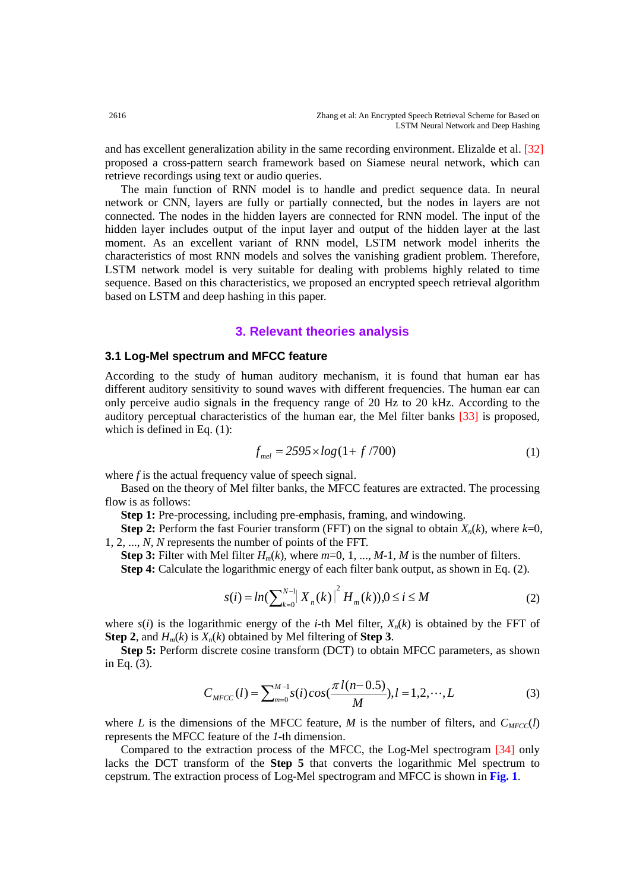and has excellent generalization ability in the same recording environment. Elizalde et al. [32] proposed a cross-pattern search framework based on Siamese neural network, which can retrieve recordings using text or audio queries.

The main function of RNN model is to handle and predict sequence data. In neural network or CNN, layers are fully or partially connected, but the nodes in layers are not connected. The nodes in the hidden layers are connected for RNN model. The input of the hidden layer includes output of the input layer and output of the hidden layer at the last moment. As an excellent variant of RNN model, LSTM network model inherits the characteristics of most RNN models and solves the vanishing gradient problem. Therefore, LSTM network model is very suitable for dealing with problems highly related to time sequence. Based on this characteristics, we proposed an encrypted speech retrieval algorithm based on LSTM and deep hashing in this paper.

## 3. Relevant theories analysis

### 3.1 Log-Mel spectrum and MFCC feature

According to the study of human auditory mechanism, it is found that human ear has different auditory sensitivity to sound waves with different frequencies. The human ear can only perceive audio signals in the frequency range of 20 Hz to 20 kHz. According to the auditory perceptual characteristics of the human ear, the Mel filter banks [33] is proposed, which is defined in Eq. (1):

$$f_{mel} = 2595 \times log(1 + f/700) \tag{1}$$

where $f$ is the actual frequency value of speech signal.

Based on the theory of Mel filter banks, the MFCC features are extracted. The processing flow is as follows:

**Step 1:** Pre-processing, including pre-emphasis, framing, and windowing.

**Step 2:** Perform the fast Fourier transform (FFT) on the signal to obtain $X_n(k)$, where $k$=0, 1, 2, ..., $N$, $N$ represents the number of points of the FFT.

**Step 3:** Filter with Mel filter $H_m(k)$, where $m$=0, 1, ..., $M$-1, $M$ is the number of filters.

**Step 4:** Calculate the logarithmic energy of each filter bank output, as shown in Eq. (2).

$$s(i) = ln\left(\sum_{k=0}^{N-1} |X_n(k)|^2 H_m(k)\right), 0 \le i \le M \tag{2}$$

where $s(i)$ is the logarithmic energy of the $i$-th Mel filter, $X_n(k)$ is obtained by the FFT of **Step 2**, and $H_m(k)$ is $X_n(k)$ obtained by Mel filtering of **Step 3**.

**Step 5:** Perform discrete cosine transform (DCT) to obtain MFCC parameters, as shown in Eq. (3).

$$C_{MFCC}(l) = \sum_{m=0}^{M-1} s(i) cos\left(\frac{\pi l(n-0.5)}{M}\right), l = 1, 2, \cdots, L \tag{3}$$

where $L$ is the dimensions of the MFCC feature, $M$ is the number of filters, and $C_{MFCC}(l)$ represents the MFCC feature of the $1$-th dimension.

Compared to the extraction process of the MFCC, the Log-Mel spectrogram [34] only lacks the DCT transform of the **Step 5** that converts the logarithmic Mel spectrum to cepstrum. The extraction process of Log-Mel spectrogram and MFCC is shown in **Fig. 1**.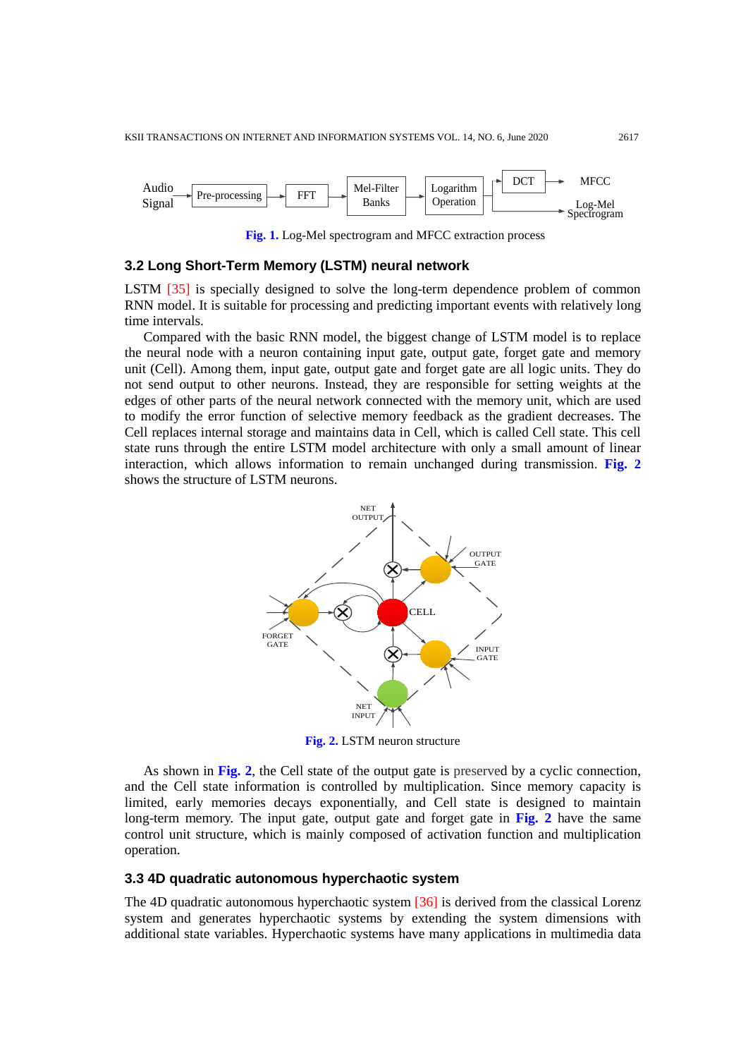Fig. 1. Log-Mel spectrogram and MFCC extraction process

### 3.2 Long Short-Term Memory (LSTM) neural network

LSTM [35] is specially designed to solve the long-term dependence problem of common RNN model. It is suitable for processing and predicting important events with relatively long time intervals.

Compared with the basic RNN model, the biggest change of LSTM model is to replace the neural node with a neuron containing input gate, output gate, forget gate and memory unit (Cell). Among them, input gate, output gate and forget gate are all logic units. They do not send output to other neurons. Instead, they are responsible for setting weights at the edges of other parts of the neural network connected with the memory unit, which are used to modify the error function of selective memory feedback as the gradient decreases. The Cell replaces internal storage and maintains data in Cell, which is called Cell state. This cell state runs through the entire LSTM model architecture with only a small amount of linear interaction, which allows information to remain unchanged during transmission. Fig. 2 shows the structure of LSTM neurons.

Fig. 2. LSTM neuron structure

As shown in Fig. 2, the Cell state of the output gate is preserved by a cyclic connection, and the Cell state information is controlled by multiplication. Since memory capacity is limited, early memories decays exponentially, and Cell state is designed to maintain long-term memory. The input gate, output gate and forget gate in Fig. 2 have the same control unit structure, which is mainly composed of activation function and multiplication operation.

### 3.3 4D quadratic autonomous hyperchaotic system

The 4D quadratic autonomous hyperchaotic system [36] is derived from the classical Lorenz system and generates hyperchaotic systems by extending the system dimensions with additional state variables. Hyperchaotic systems have many applications in multimedia data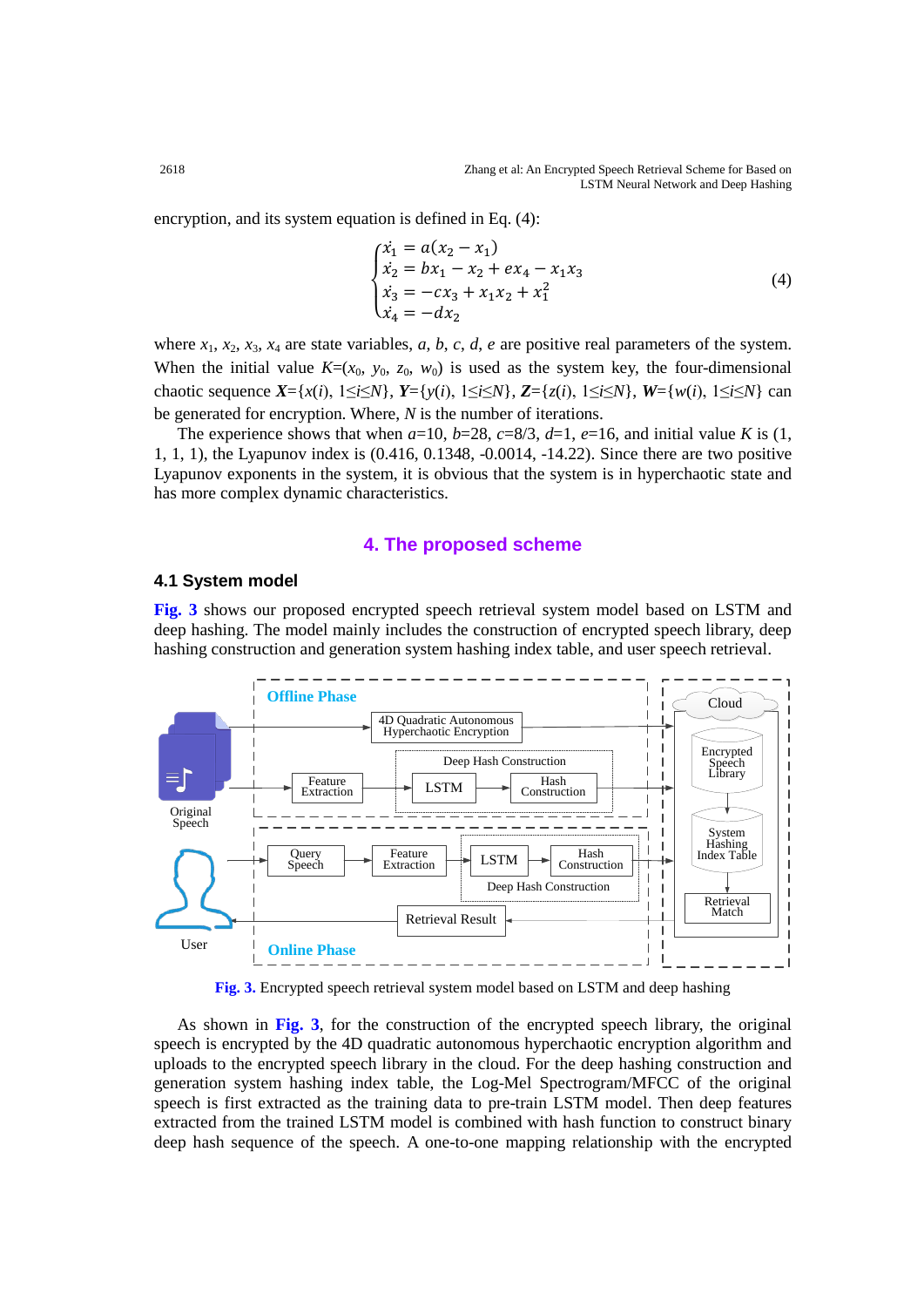encryption, and its system equation is defined in Eq. (4):

$$\begin{cases} \dot{x_1} = a(x_2 - x_1) \\ \dot{x_2} = bx_1 - x_2 + ex_4 - x_1x_3 \\ \dot{x_3} = -cx_3 + x_1x_2 + x_1^2 \\ \dot{x_4} = -dx_2 \end{cases} \tag{4}$$

where $x_1$, $x_2$, $x_3$, $x_4$ are state variables, $a$, $b$, $c$, $d$, $e$ are positive real parameters of the system. When the initial value $K$=($x_0$, $y_0$, $z_0$, $w_0$) is used as the system key, the four-dimensional chaotic sequence $\boldsymbol{X}$={$x(i)$, 1≤$i$≤$N$}, $\boldsymbol{Y}$={$y(i)$, 1≤$i$≤$N$}, $\boldsymbol{Z}$={$z(i)$, 1≤$i$≤$N$}, $\boldsymbol{W}$={$w(i)$, 1≤$i$≤$N$} can be generated for encryption. Where, $N$ is the number of iterations.

The experience shows that when $a$=10, $b$=28, $c$=8/3, $d$=1, $e$=16, and initial value $K$ is (1, 1, 1, 1), the Lyapunov index is (0.416, 0.1348, -0.0014, -14.22). Since there are two positive Lyapunov exponents in the system, it is obvious that the system is in hyperchaotic state and has more complex dynamic characteristics.

## 4. The proposed scheme

### 4.1 System model

**Fig. 3** shows our proposed encrypted speech retrieval system model based on LSTM and deep hashing. The model mainly includes the construction of encrypted speech library, deep hashing construction and generation system hashing index table, and user speech retrieval.

**Fig. 3.** Encrypted speech retrieval system model based on LSTM and deep hashing

As shown in **Fig. 3**, for the construction of the encrypted speech library, the original speech is encrypted by the 4D quadratic autonomous hyperchaotic encryption algorithm and uploads to the encrypted speech library in the cloud. For the deep hashing construction and generation system hashing index table, the Log-Mel Spectrogram/MFCC of the original speech is first extracted as the training data to pre-train LSTM model. Then deep features extracted from the trained LSTM model is combined with hash function to construct binary deep hash sequence of the speech. A one-to-one mapping relationship with the encrypted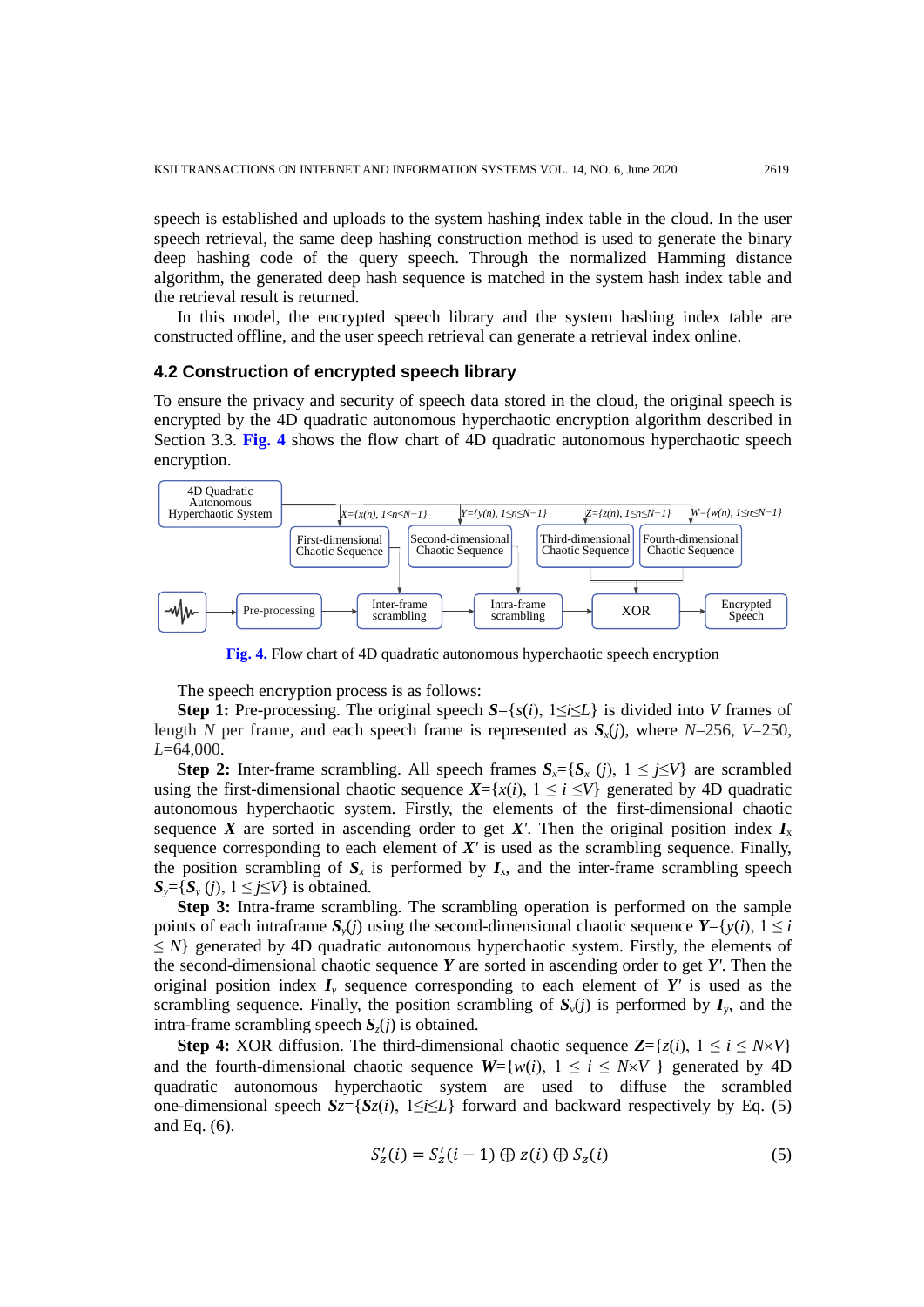speech is established and uploads to the system hashing index table in the cloud. In the user speech retrieval, the same deep hashing construction method is used to generate the binary deep hashing code of the query speech. Through the normalized Hamming distance algorithm, the generated deep hash sequence is matched in the system hash index table and the retrieval result is returned.

In this model, the encrypted speech library and the system hashing index table are constructed offline, and the user speech retrieval can generate a retrieval index online.

### 4.2 Construction of encrypted speech library

To ensure the privacy and security of speech data stored in the cloud, the original speech is encrypted by the 4D quadratic autonomous hyperchaotic encryption algorithm described in Section 3.3. **Fig. 4** shows the flow chart of 4D quadratic autonomous hyperchaotic speech encryption.

**Fig. 4.** Flow chart of 4D quadratic autonomous hyperchaotic speech encryption

The speech encryption process is as follows:

**Step 1:** Pre-processing. The original speech $\boldsymbol{S}=\{s(i), 1\leq i\leq L\}$ is divided into $V$ frames of length $N$ per frame, and each speech frame is represented as $\boldsymbol{S}_x(j)$, where $N$=256, $V$=250, $L$=64,000.

**Step 2:** Inter-frame scrambling. All speech frames $\boldsymbol{S}_x=\{\boldsymbol{S}_x (j), 1 \leq j\leq V\}$ are scrambled using the first-dimensional chaotic sequence $\boldsymbol{X}=\{x(i), 1 \leq i \leq V\}$ generated by 4D quadratic autonomous hyperchaotic system. Firstly, the elements of the first-dimensional chaotic sequence $\boldsymbol{X}$ are sorted in ascending order to get $\boldsymbol{X}'$. Then the original position index $\boldsymbol{I}_x$ sequence corresponding to each element of $\boldsymbol{X}'$ is used as the scrambling sequence. Finally, the position scrambling of $\boldsymbol{S}_x$ is performed by $\boldsymbol{I}_x$, and the inter-frame scrambling speech $\boldsymbol{S}_y=\{\boldsymbol{S}_y (j), 1 \leq j\leq V\}$ is obtained.

**Step 3:** Intra-frame scrambling. The scrambling operation is performed on the sample points of each intraframe $\boldsymbol{S}_y(j)$ using the second-dimensional chaotic sequence $\boldsymbol{Y}=\{y(i), 1 \leq i \leq N\}$ generated by 4D quadratic autonomous hyperchaotic system. Firstly, the elements of the second-dimensional chaotic sequence $\boldsymbol{Y}$ are sorted in ascending order to get $\boldsymbol{Y}'$. Then the original position index $\boldsymbol{I}_y$ sequence corresponding to each element of $\boldsymbol{Y}'$ is used as the scrambling sequence. Finally, the position scrambling of $\boldsymbol{S}_y(j)$ is performed by $\boldsymbol{I}_y$, and the intra-frame scrambling speech $\boldsymbol{S}_z(j)$ is obtained.

**Step 4:** XOR diffusion. The third-dimensional chaotic sequence $\boldsymbol{Z}=\{z(i), 1 \leq i \leq N\times V\}$ and the fourth-dimensional chaotic sequence $\boldsymbol{W}=\{w(i), 1 \leq i \leq N\times V\}$ generated by 4D quadratic autonomous hyperchaotic system are used to diffuse the scrambled one-dimensional speech $\boldsymbol{S}z=\{\boldsymbol{S}z(i), 1\leq i\leq L\}$ forward and backward respectively by Eq. (5) and Eq. (6).

$$S'_z(i) = S'_z(i-1) \oplus z(i) \oplus S_z(i) \tag{5}$$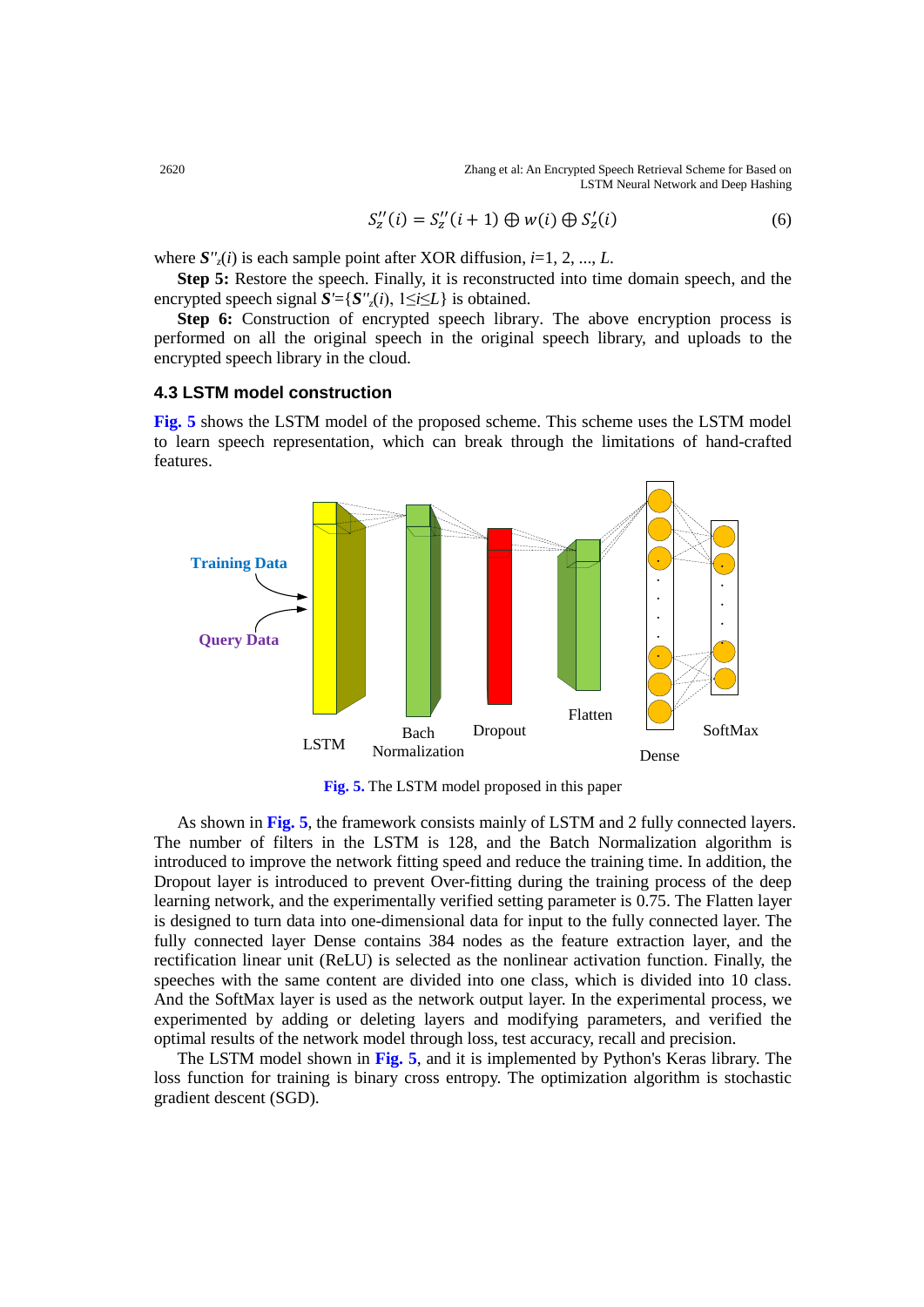$$S''_z(i) = S''_z(i+1) \oplus w(i) \oplus S'_z(i) \tag{6}$$

where $S''_z(i)$ is each sample point after XOR diffusion, $i$=1, 2, ..., $L$.

**Step 5:** Restore the speech. Finally, it is reconstructed into time domain speech, and the encrypted speech signal $S'=\{S''_z(i),\ 1\le i\le L\}$ is obtained.

**Step 6:** Construction of encrypted speech library. The above encryption process is performed on all the original speech in the original speech library, and uploads to the encrypted speech library in the cloud.

### 4.3 LSTM model construction

Fig. 5 shows the LSTM model of the proposed scheme. This scheme uses the LSTM model to learn speech representation, which can break through the limitations of hand-crafted features.

Fig. 5. The LSTM model proposed in this paper

As shown in Fig. 5, the framework consists mainly of LSTM and 2 fully connected layers. The number of filters in the LSTM is 128, and the Batch Normalization algorithm is introduced to improve the network fitting speed and reduce the training time. In addition, the Dropout layer is introduced to prevent Over-fitting during the training process of the deep learning network, and the experimentally verified setting parameter is 0.75. The Flatten layer is designed to turn data into one-dimensional data for input to the fully connected layer. The fully connected layer Dense contains 384 nodes as the feature extraction layer, and the rectification linear unit (ReLU) is selected as the nonlinear activation function. Finally, the speeches with the same content are divided into one class, which is divided into 10 class. And the SoftMax layer is used as the network output layer. In the experimental process, we experimented by adding or deleting layers and modifying parameters, and verified the optimal results of the network model through loss, test accuracy, recall and precision.

The LSTM model shown in Fig. 5, and it is implemented by Python's Keras library. The loss function for training is binary cross entropy. The optimization algorithm is stochastic gradient descent (SGD).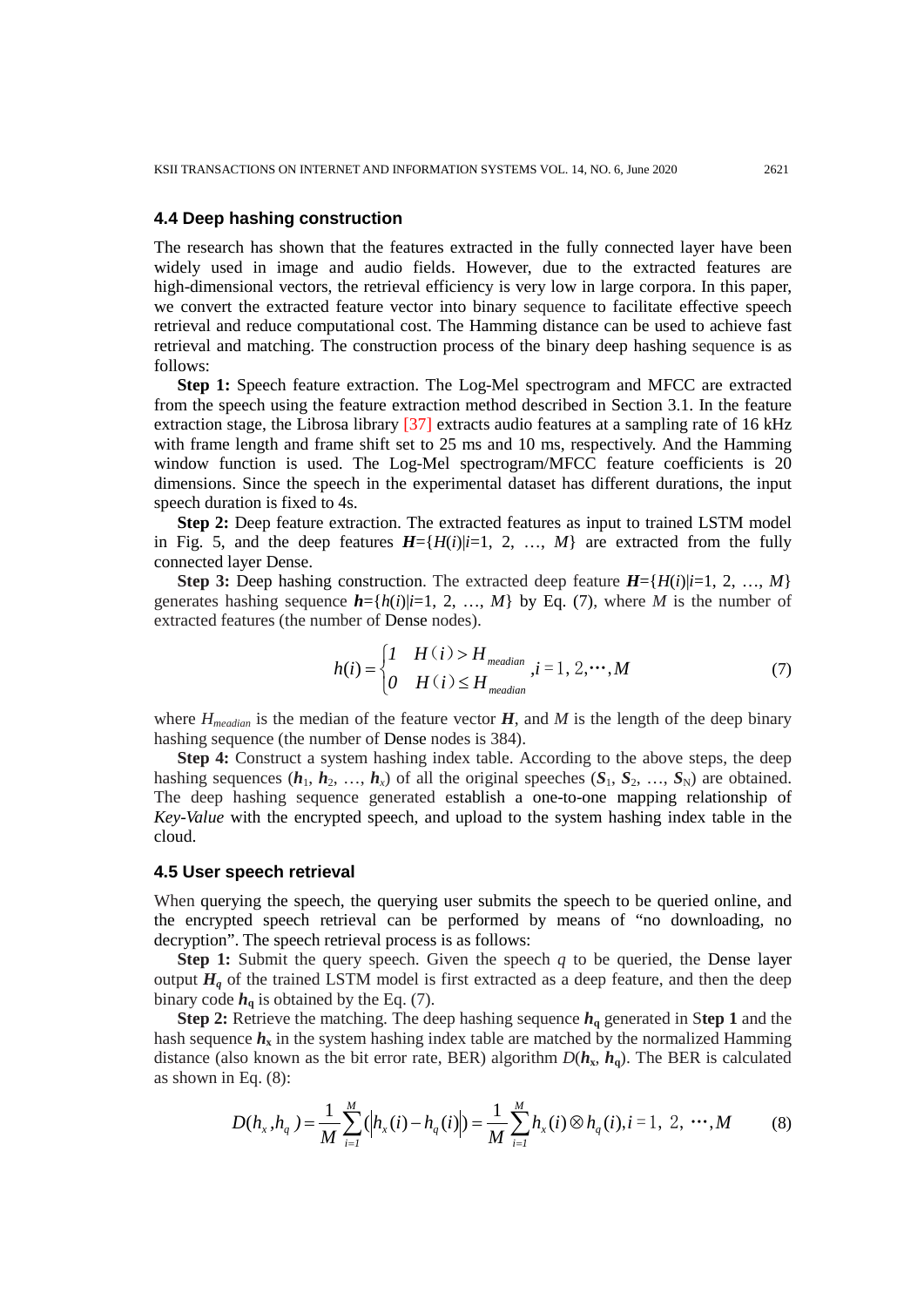### 4.4 Deep hashing construction

The research has shown that the features extracted in the fully connected layer have been widely used in image and audio fields. However, due to the extracted features are high-dimensional vectors, the retrieval efficiency is very low in large corpora. In this paper, we convert the extracted feature vector into binary sequence to facilitate effective speech retrieval and reduce computational cost. The Hamming distance can be used to achieve fast retrieval and matching. The construction process of the binary deep hashing sequence is as follows:

**Step 1:** Speech feature extraction. The Log-Mel spectrogram and MFCC are extracted from the speech using the feature extraction method described in Section 3.1. In the feature extraction stage, the Librosa library [37] extracts audio features at a sampling rate of 16 kHz with frame length and frame shift set to 25 ms and 10 ms, respectively. And the Hamming window function is used. The Log-Mel spectrogram/MFCC feature coefficients is 20 dimensions. Since the speech in the experimental dataset has different durations, the input speech duration is fixed to 4s.

**Step 2:** Deep feature extraction. The extracted features as input to trained LSTM model in Fig. 5, and the deep features $\boldsymbol{H}=\{H(i)|i=1, 2, \ldots, M\}$ are extracted from the fully connected layer Dense.

**Step 3:** Deep hashing construction. The extracted deep feature $\boldsymbol{H}=\{H(i)|i=1, 2, \ldots, M\}$ generates hashing sequence $\boldsymbol{h}=\{h(i)|i=1, 2, \ldots, M\}$ by Eq. (7), where $M$ is the number of extracted features (the number of Dense nodes).

$$h(i)=\begin{cases}1 & H(i)>H_{meadian}\\ 0 & H(i)\le H_{meadian}\end{cases}, i=1, 2, \cdots, M \tag{7}$$

where $H_{meadian}$ is the median of the feature vector $\boldsymbol{H}$, and $M$ is the length of the deep binary hashing sequence (the number of Dense nodes is 384).

**Step 4:** Construct a system hashing index table. According to the above steps, the deep hashing sequences ($\boldsymbol{h}_1$, $\boldsymbol{h}_2$, …, $\boldsymbol{h}_x$) of all the original speeches ($\boldsymbol{S}_1$, $\boldsymbol{S}_2$, …, $\boldsymbol{S}_N$) are obtained. The deep hashing sequence generated establish a one-to-one mapping relationship of *Key-Value* with the encrypted speech, and upload to the system hashing index table in the cloud.

### 4.5 User speech retrieval

When querying the speech, the querying user submits the speech to be queried online, and the encrypted speech retrieval can be performed by means of "no downloading, no decryption". The speech retrieval process is as follows:

**Step 1:** Submit the query speech. Given the speech $q$ to be queried, the Dense layer output $\boldsymbol{H}_q$ of the trained LSTM model is first extracted as a deep feature, and then the deep binary code $\boldsymbol{h}_\mathbf{q}$ is obtained by the Eq. (7).

**Step 2:** Retrieve the matching. The deep hashing sequence $\boldsymbol{h}_\mathbf{q}$ generated in S**tep 1** and the hash sequence $\boldsymbol{h}_\mathbf{x}$ in the system hashing index table are matched by the normalized Hamming distance (also known as the bit error rate, BER) algorithm $D(\boldsymbol{h}_\mathbf{x}, \boldsymbol{h}_\mathbf{q})$. The BER is calculated as shown in Eq. (8):

$$D(h_x,h_q)=\frac{1}{M}\sum_{i=1}^{M}(|h_x(i)-h_q(i)|)=\frac{1}{M}\sum_{i=1}^{M}h_x(i)\otimes h_q(i), i=1, 2, \cdots, M \tag{8}$$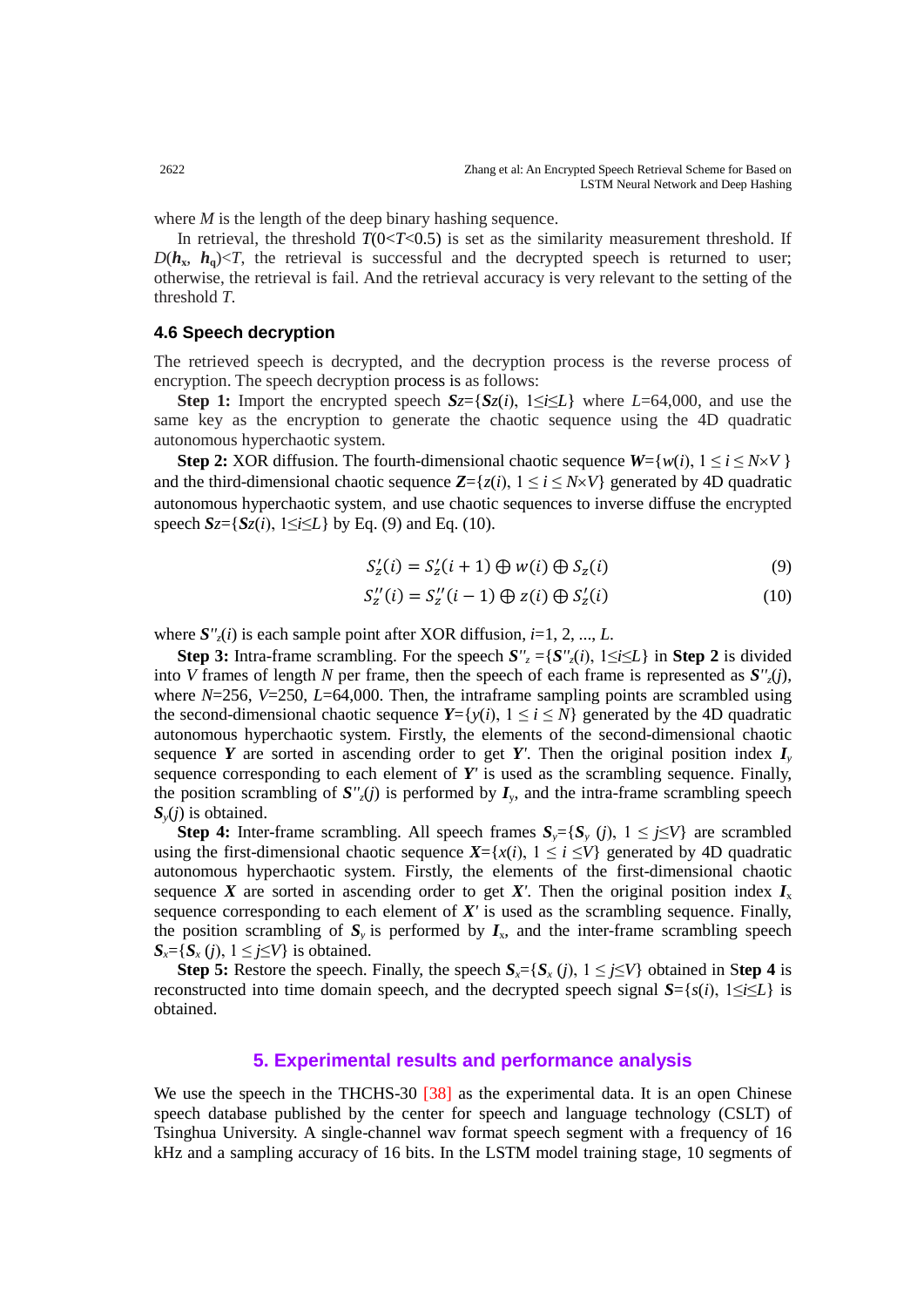where $M$ is the length of the deep binary hashing sequence.

In retrieval, the threshold $T(0<T<0.5)$ is set as the similarity measurement threshold. If $D(\boldsymbol{h}_x, \boldsymbol{h}_q)<T$, the retrieval is successful and the decrypted speech is returned to user; otherwise, the retrieval is fail. And the retrieval accuracy is very relevant to the setting of the threshold $T$.

### 4.6 Speech decryption

The retrieved speech is decrypted, and the decryption process is the reverse process of encryption. The speech decryption process is as follows:

**Step 1:** Import the encrypted speech $\boldsymbol{S}z=\{\boldsymbol{S}z(i), 1\leq i\leq L\}$ where $L$=64,000, and use the same key as the encryption to generate the chaotic sequence using the 4D quadratic autonomous hyperchaotic system.

**Step 2:** XOR diffusion. The fourth-dimensional chaotic sequence $\boldsymbol{W}=\{w(i), 1\leq i\leq N\times V\}$ and the third-dimensional chaotic sequence $\boldsymbol{Z}=\{z(i), 1\leq i\leq N\times V\}$ generated by 4D quadratic autonomous hyperchaotic system, and use chaotic sequences to inverse diffuse the encrypted speech $\boldsymbol{S}z=\{\boldsymbol{S}z(i), 1\leq i\leq L\}$ by Eq. (9) and Eq. (10).

$$S_z'(i) = S_z'(i+1) \oplus w(i) \oplus S_z(i) \tag{9}$$

$$S_z''(i) = S_z''(i-1) \oplus z(i) \oplus S_z'(i) \tag{10}$$

where $\boldsymbol{S}''_z(i)$ is each sample point after XOR diffusion, $i$=1, 2, ..., $L$.

**Step 3:** Intra-frame scrambling. For the speech $\boldsymbol{S}''_z=\{\boldsymbol{S}''_z(i), 1\leq i\leq L\}$ in **Step 2** is divided into $V$ frames of length $N$ per frame, then the speech of each frame is represented as $\boldsymbol{S}''_z(j)$, where $N$=256, $V$=250, $L$=64,000. Then, the intraframe sampling points are scrambled using the second-dimensional chaotic sequence $\boldsymbol{Y}=\{y(i), 1\leq i\leq N\}$ generated by the 4D quadratic autonomous hyperchaotic system. Firstly, the elements of the second-dimensional chaotic sequence $\boldsymbol{Y}$ are sorted in ascending order to get $\boldsymbol{Y}'$. Then the original position index $\boldsymbol{I}_y$ sequence corresponding to each element of $\boldsymbol{Y}'$ is used as the scrambling sequence. Finally, the position scrambling of $\boldsymbol{S}''_z(j)$ is performed by $\boldsymbol{I}_y$, and the intra-frame scrambling speech $\boldsymbol{S}_y(j)$ is obtained.

**Step 4:** Inter-frame scrambling. All speech frames $\boldsymbol{S}_y=\{\boldsymbol{S}_y(j), 1\leq j\leq V\}$ are scrambled using the first-dimensional chaotic sequence $\boldsymbol{X}=\{x(i), 1\leq i\leq V\}$ generated by 4D quadratic autonomous hyperchaotic system. Firstly, the elements of the first-dimensional chaotic sequence $\boldsymbol{X}$ are sorted in ascending order to get $\boldsymbol{X}'$. Then the original position index $\boldsymbol{I}_x$ sequence corresponding to each element of $\boldsymbol{X}'$ is used as the scrambling sequence. Finally, the position scrambling of $\boldsymbol{S}_y$ is performed by $\boldsymbol{I}_x$, and the inter-frame scrambling speech $\boldsymbol{S}_x=\{\boldsymbol{S}_x(j), 1\leq j\leq V\}$ is obtained.

**Step 5:** Restore the speech. Finally, the speech $\boldsymbol{S}_x=\{\boldsymbol{S}_x(j), 1\leq j\leq V\}$ obtained in **Step 4** is reconstructed into time domain speech, and the decrypted speech signal $\boldsymbol{S}=\{s(i), 1\leq i\leq L\}$ is obtained.

## 5. Experimental results and performance analysis

We use the speech in the THCHS-30 [38] as the experimental data. It is an open Chinese speech database published by the center for speech and language technology (CSLT) of Tsinghua University. A single-channel wav format speech segment with a frequency of 16 kHz and a sampling accuracy of 16 bits. In the LSTM model training stage, 10 segments of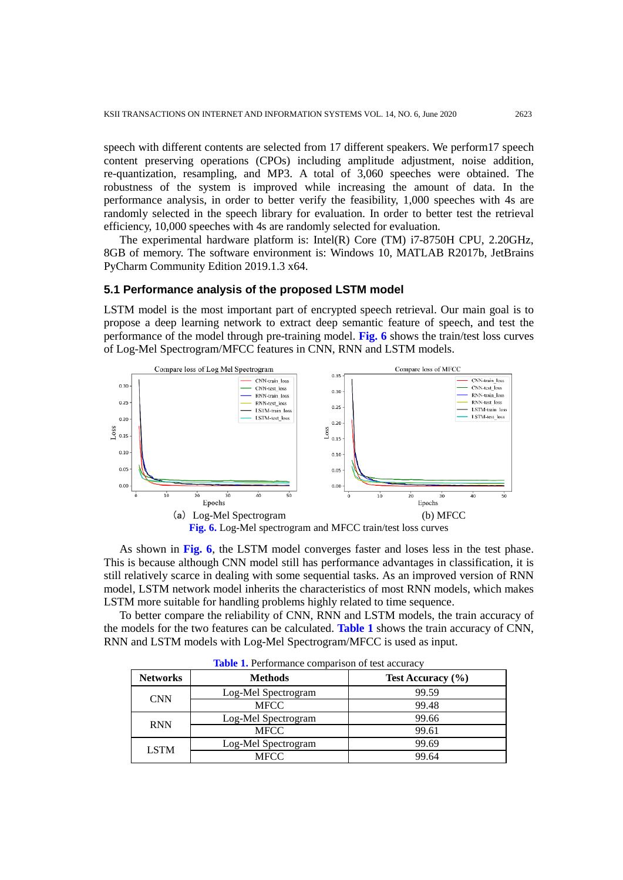speech with different contents are selected from 17 different speakers. We perform17 speech content preserving operations (CPOs) including amplitude adjustment, noise addition, re-quantization, resampling, and MP3. A total of 3,060 speeches were obtained. The robustness of the system is improved while increasing the amount of data. In the performance analysis, in order to better verify the feasibility, 1,000 speeches with 4s are randomly selected in the speech library for evaluation. In order to better test the retrieval efficiency, 10,000 speeches with 4s are randomly selected for evaluation.

The experimental hardware platform is: Intel(R) Core (TM) i7-8750H CPU, 2.20GHz, 8GB of memory. The software environment is: Windows 10, MATLAB R2017b, JetBrains PyCharm Community Edition 2019.1.3 x64.

### 5.1 Performance analysis of the proposed LSTM model

LSTM model is the most important part of encrypted speech retrieval. Our main goal is to propose a deep learning network to extract deep semantic feature of speech, and test the performance of the model through pre-training model. **Fig. 6** shows the train/test loss curves of Log-Mel Spectrogram/MFCC features in CNN, RNN and LSTM models.

(a) Log-Mel Spectrogram (b) MFCC

**Fig. 6.** Log-Mel spectrogram and MFCC train/test loss curves

As shown in **Fig. 6**, the LSTM model converges faster and loses less in the test phase. This is because although CNN model still has performance advantages in classification, it is still relatively scarce in dealing with some sequential tasks. As an improved version of RNN model, LSTM network model inherits the characteristics of most RNN models, which makes LSTM more suitable for handling problems highly related to time sequence.

To better compare the reliability of CNN, RNN and LSTM models, the train accuracy of the models for the two features can be calculated. **Table 1** shows the train accuracy of CNN, RNN and LSTM models with Log-Mel Spectrogram/MFCC is used as input.

**Table 1.** Performance comparison of test accuracy

| Networks | Methods | Test Accuracy (%) |
| --- | --- | --- |
| CNN | Log-Mel Spectrogram | 99.59 |
| | MFCC | 99.48 |
| RNN | Log-Mel Spectrogram | 99.66 |
| | MFCC | 99.61 |
| LSTM | Log-Mel Spectrogram | 99.69 |
| | MFCC | 99.64 |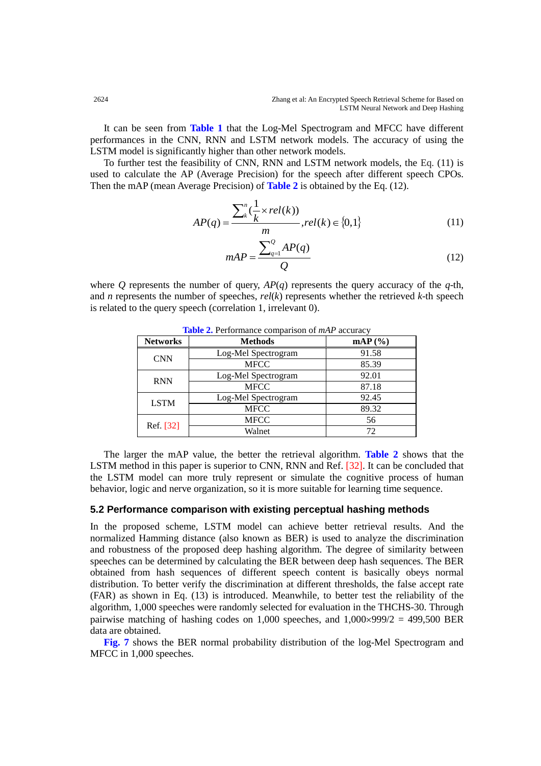It can be seen from **Table 1** that the Log-Mel Spectrogram and MFCC have different performances in the CNN, RNN and LSTM network models. The accuracy of using the LSTM model is significantly higher than other network models.

To further test the feasibility of CNN, RNN and LSTM network models, the Eq. (11) is used to calculate the AP (Average Precision) for the speech after different speech CPOs. Then the mAP (mean Average Precision) of **Table 2** is obtained by the Eq. (12).

$$AP(q) = \frac{\sum_{k}^{n}(\frac{1}{k} \times rel(k))}{m}, rel(k) \in \{0,1\} \tag{11}$$

$$mAP = \frac{\sum_{q=1}^{Q} AP(q)}{Q} \tag{12}$$

where $Q$ represents the number of query, $AP(q)$ represents the query accuracy of the $q$-th, and $n$ represents the number of speeches, $rel(k)$ represents whether the retrieved $k$-th speech is related to the query speech (correlation 1, irrelevant 0).

**Table 2.** Performance comparison of *mAP* accuracy

| Networks | Methods | mAP (%) |
|---|---|---|
| CNN | Log-Mel Spectrogram | 91.58 |
| | MFCC | 85.39 |
| RNN | Log-Mel Spectrogram | 92.01 |
| | MFCC | 87.18 |
| LSTM | Log-Mel Spectrogram | 92.45 |
| | MFCC | 89.32 |
| Ref. [32] | MFCC | 56 |
| | Walnet | 72 |

The larger the mAP value, the better the retrieval algorithm. **Table 2** shows that the LSTM method in this paper is superior to CNN, RNN and Ref. [32]. It can be concluded that the LSTM model can more truly represent or simulate the cognitive process of human behavior, logic and nerve organization, so it is more suitable for learning time sequence.

### 5.2 Performance comparison with existing perceptual hashing methods

In the proposed scheme, LSTM model can achieve better retrieval results. And the normalized Hamming distance (also known as BER) is used to analyze the discrimination and robustness of the proposed deep hashing algorithm. The degree of similarity between speeches can be determined by calculating the BER between deep hash sequences. The BER obtained from hash sequences of different speech content is basically obeys normal distribution. To better verify the discrimination at different thresholds, the false accept rate (FAR) as shown in Eq. (13) is introduced. Meanwhile, to better test the reliability of the algorithm, 1,000 speeches were randomly selected for evaluation in the THCHS-30. Through pairwise matching of hashing codes on 1,000 speeches, and 1,000×999/2 = 499,500 BER data are obtained.

**Fig. 7** shows the BER normal probability distribution of the log-Mel Spectrogram and MFCC in 1,000 speeches.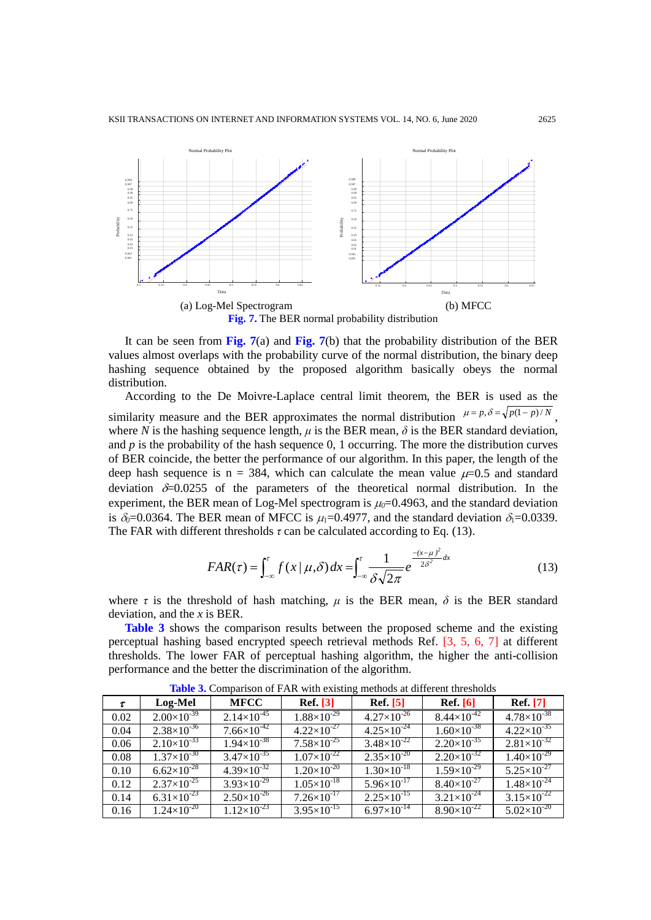(a) Log-Mel Spectrogram (b) MFCC

**Fig. 7.** The BER normal probability distribution

It can be seen from **Fig. 7**(a) and **Fig. 7**(b) that the probability distribution of the BER values almost overlaps with the probability curve of the normal distribution, the binary deep hashing sequence obtained by the proposed algorithm basically obeys the normal distribution.

According to the De Moivre-Laplace central limit theorem, the BER is used as the similarity measure and the BER approximates the normal distribution $\mu = p, \delta = \sqrt{p(1-p)/N}$, where $N$ is the hashing sequence length, $\mu$ is the BER mean, $\delta$ is the BER standard deviation, and $p$ is the probability of the hash sequence 0, 1 occurring. The more the distribution curves of BER coincide, the better the performance of our algorithm. In this paper, the length of the deep hash sequence is n = 384, which can calculate the mean value $\mu$=0.5 and standard deviation $\delta$=0.0255 of the parameters of the theoretical normal distribution. In the experiment, the BER mean of Log-Mel spectrogram is $\mu_0$=0.4963, and the standard deviation is $\delta_0$=0.0364. The BER mean of MFCC is $\mu_1$=0.4977, and the standard deviation $\delta_1$=0.0339. The FAR with different thresholds $\tau$ can be calculated according to Eq. (13).

$$FAR(\tau) = \int_{-\infty}^{\tau} f(x \mid \mu, \delta)\, dx = \int_{-\infty}^{\tau} \frac{1}{\delta\sqrt{2\pi}} e^{\frac{-(x-\mu)^2}{2\delta^2}} dx \tag{13}$$

where $\tau$ is the threshold of hash matching, $\mu$ is the BER mean, $\delta$ is the BER standard deviation, and the $x$ is BER.

**Table 3** shows the comparison results between the proposed scheme and the existing perceptual hashing based encrypted speech retrieval methods Ref. [3, 5, 6, 7] at different thresholds. The lower FAR of perceptual hashing algorithm, the higher the anti-collision performance and the better the discrimination of the algorithm.

**Table 3.** Comparison of FAR with existing methods at different thresholds

| $\tau$ | Log-Mel | MFCC | Ref. [3] | Ref. [5] | Ref. [6] | Ref. [7] |
|---|---|---|---|---|---|---|
| 0.02 | $2.00\times10^{-39}$ | $2.14\times10^{-45}$ | $1.88\times10^{-29}$ | $4.27\times10^{-26}$ | $8.44\times10^{-42}$ | $4.78\times10^{-38}$ |
| 0.04 | $2.38\times10^{-36}$ | $7.66\times10^{-42}$ | $4.22\times10^{-27}$ | $4.25\times10^{-24}$ | $1.60\times10^{-38}$ | $4.22\times10^{-35}$ |
| 0.06 | $2.10\times10^{-33}$ | $1.94\times10^{-38}$ | $7.58\times10^{-25}$ | $3.48\times10^{-22}$ | $2.20\times10^{-35}$ | $2.81\times10^{-32}$ |
| 0.08 | $1.37\times10^{-30}$ | $3.47\times10^{-35}$ | $1.07\times10^{-22}$ | $2.35\times10^{-20}$ | $2.20\times10^{-32}$ | $1.40\times10^{-29}$ |
| 0.10 | $6.62\times10^{-28}$ | $4.39\times10^{-32}$ | $1.20\times10^{-20}$ | $1.30\times10^{-18}$ | $1.59\times10^{-29}$ | $5.25\times10^{-27}$ |
| 0.12 | $2.37\times10^{-25}$ | $3.93\times10^{-29}$ | $1.05\times10^{-18}$ | $5.96\times10^{-17}$ | $8.40\times10^{-27}$ | $1.48\times10^{-24}$ |
| 0.14 | $6.31\times10^{-23}$ | $2.50\times10^{-26}$ | $7.26\times10^{-17}$ | $2.25\times10^{-15}$ | $3.21\times10^{-24}$ | $3.15\times10^{-22}$ |
| 0.16 | $1.24\times10^{-20}$ | $1.12\times10^{-23}$ | $3.95\times10^{-15}$ | $6.97\times10^{-14}$ | $8.90\times10^{-22}$ | $5.02\times10^{-20}$ |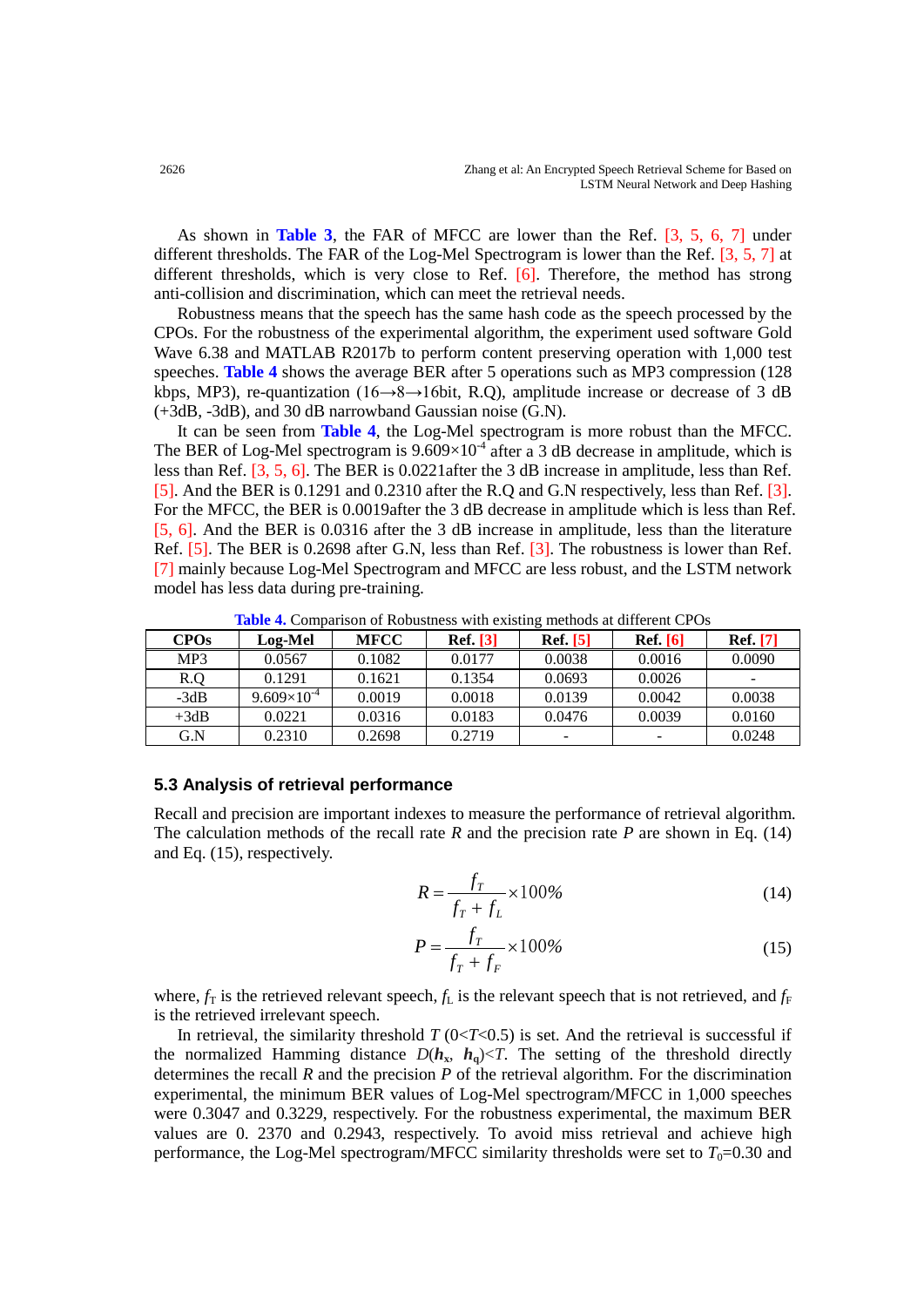As shown in **Table 3**, the FAR of MFCC are lower than the Ref. [3, 5, 6, 7] under different thresholds. The FAR of the Log-Mel Spectrogram is lower than the Ref. [3, 5, 7] at different thresholds, which is very close to Ref. [6]. Therefore, the method has strong anti-collision and discrimination, which can meet the retrieval needs.

Robustness means that the speech has the same hash code as the speech processed by the CPOs. For the robustness of the experimental algorithm, the experiment used software Gold Wave 6.38 and MATLAB R2017b to perform content preserving operation with 1,000 test speeches. **Table 4** shows the average BER after 5 operations such as MP3 compression (128 kbps, MP3), re-quantization (16→8→16bit, R.Q), amplitude increase or decrease of 3 dB (+3dB, -3dB), and 30 dB narrowband Gaussian noise (G.N).

It can be seen from **Table 4**, the Log-Mel spectrogram is more robust than the MFCC. The BER of Log-Mel spectrogram is $9.609\times10^{-4}$ after a 3 dB decrease in amplitude, which is less than Ref. [3, 5, 6]. The BER is 0.0221after the 3 dB increase in amplitude, less than Ref. [5]. And the BER is 0.1291 and 0.2310 after the R.Q and G.N respectively, less than Ref. [3]. For the MFCC, the BER is 0.0019after the 3 dB decrease in amplitude which is less than Ref. [5, 6]. And the BER is 0.0316 after the 3 dB increase in amplitude, less than the literature Ref. [5]. The BER is 0.2698 after G.N, less than Ref. [3]. The robustness is lower than Ref. [7] mainly because Log-Mel Spectrogram and MFCC are less robust, and the LSTM network model has less data during pre-training.

**Table 4.** Comparison of Robustness with existing methods at different CPOs

| CPOs | Log-Mel | MFCC | Ref. [3] | Ref. [5] | Ref. [6] | Ref. [7] |
|---|---|---|---|---|---|---|
| MP3 | 0.0567 | 0.1082 | 0.0177 | 0.0038 | 0.0016 | 0.0090 |
| R.Q | 0.1291 | 0.1621 | 0.1354 | 0.0693 | 0.0026 | - |
| -3dB | $9.609\times10^{-4}$ | 0.0019 | 0.0018 | 0.0139 | 0.0042 | 0.0038 |
| +3dB | 0.0221 | 0.0316 | 0.0183 | 0.0476 | 0.0039 | 0.0160 |
| G.N | 0.2310 | 0.2698 | 0.2719 | - | - | 0.0248 |

### 5.3 Analysis of retrieval performance

Recall and precision are important indexes to measure the performance of retrieval algorithm. The calculation methods of the recall rate $R$ and the precision rate $P$ are shown in Eq. (14) and Eq. (15), respectively.

$$R=\frac{f_T}{f_T+f_L}\times100\% \tag{14}$$

$$P=\frac{f_T}{f_T+f_F}\times100\% \tag{15}$$

where, $f_T$ is the retrieved relevant speech, $f_L$ is the relevant speech that is not retrieved, and $f_F$ is the retrieved irrelevant speech.

In retrieval, the similarity threshold $T$ ($0<T<0.5$) is set. And the retrieval is successful if the normalized Hamming distance $D(\boldsymbol{h}_x, \boldsymbol{h}_q)<T$. The setting of the threshold directly determines the recall $R$ and the precision $P$ of the retrieval algorithm. For the discrimination experimental, the minimum BER values of Log-Mel spectrogram/MFCC in 1,000 speeches were 0.3047 and 0.3229, respectively. For the robustness experimental, the maximum BER values are 0. 2370 and 0.2943, respectively. To avoid miss retrieval and achieve high performance, the Log-Mel spectrogram/MFCC similarity thresholds were set to $T_0$=0.30 and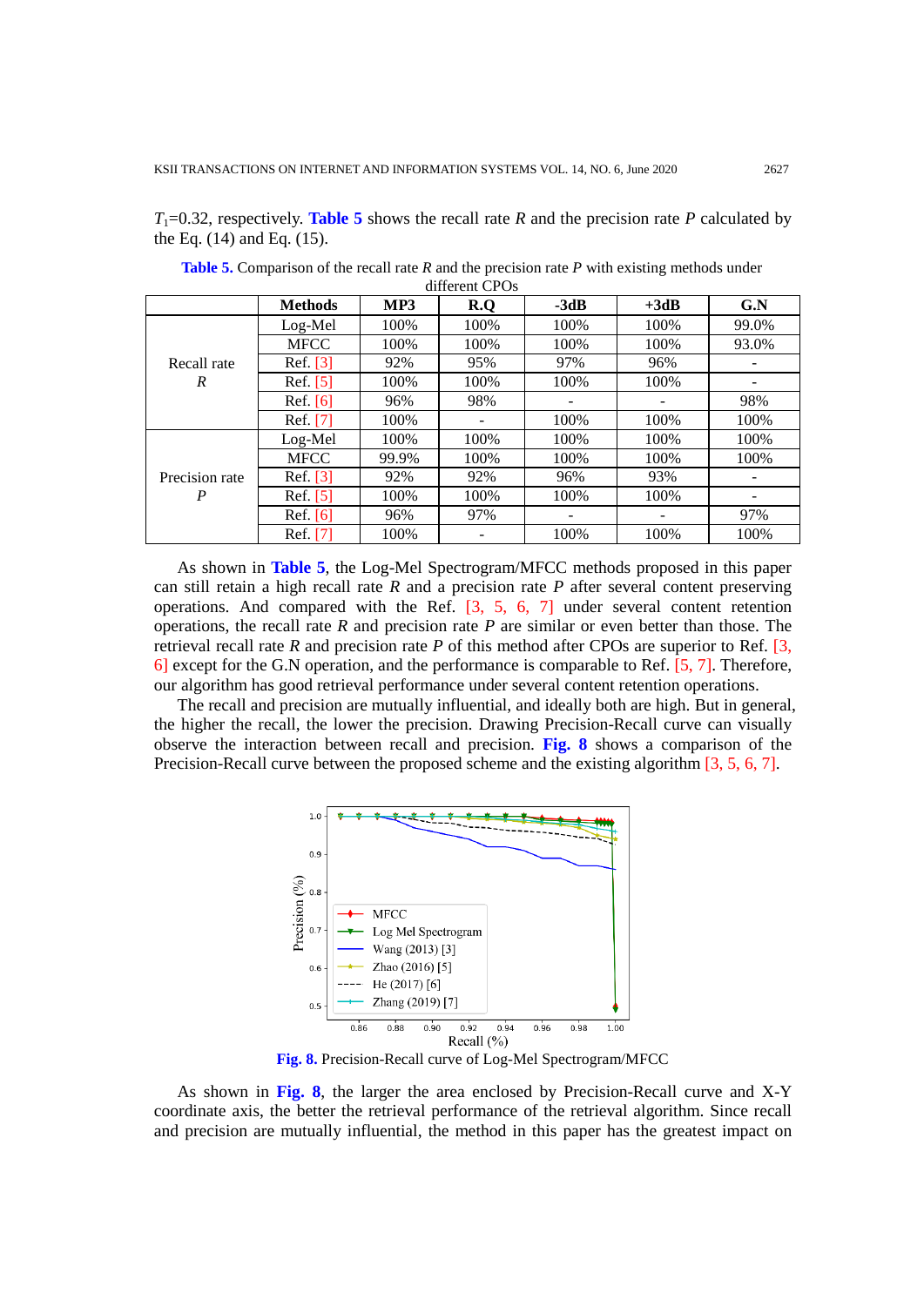$T_1$=0.32, respectively. **Table 5** shows the recall rate $R$ and the precision rate $P$ calculated by the Eq. (14) and Eq. (15).

**Table 5.** Comparison of the recall rate $R$ and the precision rate $P$ with existing methods under different CPOs

| | Methods | MP3 | R.Q | -3dB | +3dB | G.N |
|---|---|---|---|---|---|---|
| Recall rate $R$ | Log-Mel | 100% | 100% | 100% | 100% | 99.0% |
| | MFCC | 100% | 100% | 100% | 100% | 93.0% |
| | Ref. [3] | 92% | 95% | 97% | 96% | - |
| | Ref. [5] | 100% | 100% | 100% | 100% | - |
| | Ref. [6] | 96% | 98% | - | - | 98% |
| | Ref. [7] | 100% | - | 100% | 100% | 100% |
| Precision rate $P$ | Log-Mel | 100% | 100% | 100% | 100% | 100% |
| | MFCC | 99.9% | 100% | 100% | 100% | 100% |
| | Ref. [3] | 92% | 92% | 96% | 93% | - |
| | Ref. [5] | 100% | 100% | 100% | 100% | - |
| | Ref. [6] | 96% | 97% | - | - | 97% |
| | Ref. [7] | 100% | - | 100% | 100% | 100% |

As shown in **Table 5**, the Log-Mel Spectrogram/MFCC methods proposed in this paper can still retain a high recall rate $R$ and a precision rate $P$ after several content preserving operations. And compared with the Ref. [3, 5, 6, 7] under several content retention operations, the recall rate $R$ and precision rate $P$ are similar or even better than those. The retrieval recall rate $R$ and precision rate $P$ of this method after CPOs are superior to Ref. [3, 6] except for the G.N operation, and the performance is comparable to Ref. [5, 7]. Therefore, our algorithm has good retrieval performance under several content retention operations.

The recall and precision are mutually influential, and ideally both are high. But in general, the higher the recall, the lower the precision. Drawing Precision-Recall curve can visually observe the interaction between recall and precision. **Fig. 8** shows a comparison of the Precision-Recall curve between the proposed scheme and the existing algorithm [3, 5, 6, 7].

**Fig. 8.** Precision-Recall curve of Log-Mel Spectrogram/MFCC

As shown in **Fig. 8**, the larger the area enclosed by Precision-Recall curve and X-Y coordinate axis, the better the retrieval performance of the retrieval algorithm. Since recall and precision are mutually influential, the method in this paper has the greatest impact on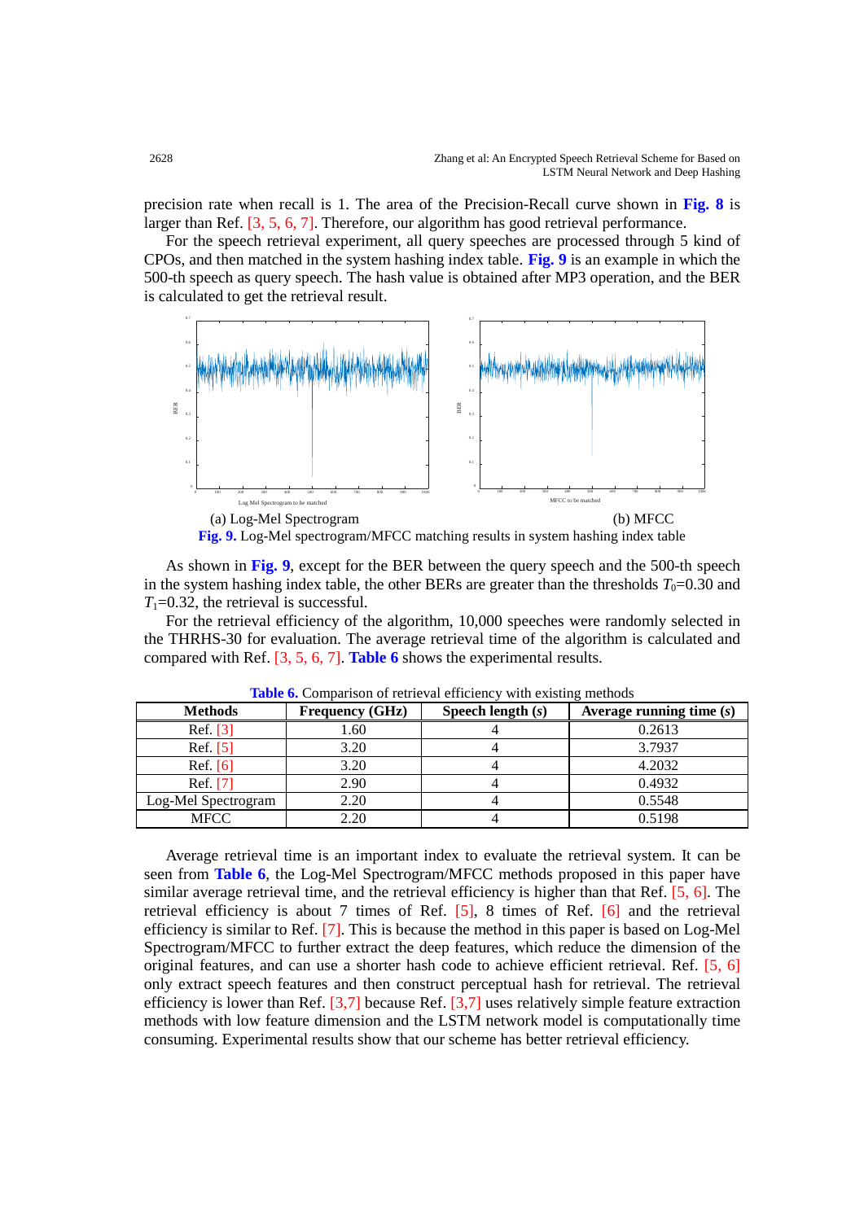precision rate when recall is 1. The area of the Precision-Recall curve shown in **Fig. 8** is larger than Ref. [3, 5, 6, 7]. Therefore, our algorithm has good retrieval performance.

For the speech retrieval experiment, all query speeches are processed through 5 kind of CPOs, and then matched in the system hashing index table. **Fig. 9** is an example in which the 500-th speech as query speech. The hash value is obtained after MP3 operation, and the BER is calculated to get the retrieval result.

(a) Log-Mel Spectrogram (b) MFCC

**Fig. 9.** Log-Mel spectrogram/MFCC matching results in system hashing index table

As shown in **Fig. 9**, except for the BER between the query speech and the 500-th speech in the system hashing index table, the other BERs are greater than the thresholds $T_0$=0.30 and $T_1$=0.32, the retrieval is successful.

For the retrieval efficiency of the algorithm, 10,000 speeches were randomly selected in the THRHS-30 for evaluation. The average retrieval time of the algorithm is calculated and compared with Ref. [3, 5, 6, 7]. **Table 6** shows the experimental results.

**Table 6.** Comparison of retrieval efficiency with existing methods

| Methods | Frequency (GHz) | Speech length (*s*) | Average running time (*s*) |
|---|---|---|---|
| Ref. [3] | 1.60 | 4 | 0.2613 |
| Ref. [5] | 3.20 | 4 | 3.7937 |
| Ref. [6] | 3.20 | 4 | 4.2032 |
| Ref. [7] | 2.90 | 4 | 0.4932 |
| Log-Mel Spectrogram | 2.20 | 4 | 0.5548 |
| MFCC | 2.20 | 4 | 0.5198 |

Average retrieval time is an important index to evaluate the retrieval system. It can be seen from **Table 6**, the Log-Mel Spectrogram/MFCC methods proposed in this paper have similar average retrieval time, and the retrieval efficiency is higher than that Ref. [5, 6]. The retrieval efficiency is about 7 times of Ref. [5], 8 times of Ref. [6] and the retrieval efficiency is similar to Ref. [7]. This is because the method in this paper is based on Log-Mel Spectrogram/MFCC to further extract the deep features, which reduce the dimension of the original features, and can use a shorter hash code to achieve efficient retrieval. Ref. [5, 6] only extract speech features and then construct perceptual hash for retrieval. The retrieval efficiency is lower than Ref. [3,7] because Ref. [3,7] uses relatively simple feature extraction methods with low feature dimension and the LSTM network model is computationally time consuming. Experimental results show that our scheme has better retrieval efficiency.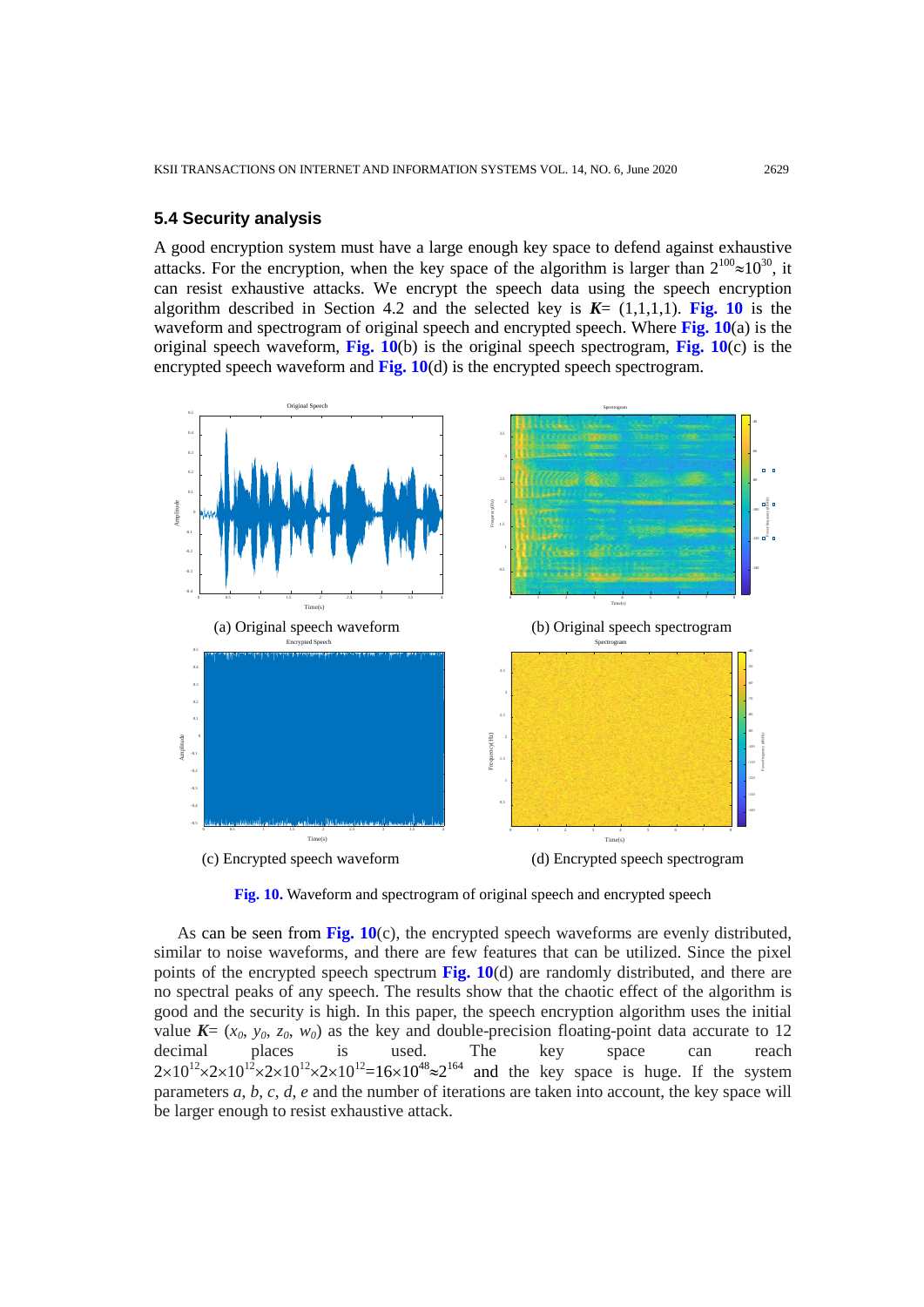### 5.4 Security analysis

A good encryption system must have a large enough key space to defend against exhaustive attacks. For the encryption, when the key space of the algorithm is larger than $2^{100} \approx 10^{30}$, it can resist exhaustive attacks. We encrypt the speech data using the speech encryption algorithm described in Section 4.2 and the selected key is $\boldsymbol{K}$= (1,1,1,1). **Fig. 10** is the waveform and spectrogram of original speech and encrypted speech. Where **Fig. 10**(a) is the original speech waveform, **Fig. 10**(b) is the original speech spectrogram, **Fig. 10**(c) is the encrypted speech waveform and **Fig. 10**(d) is the encrypted speech spectrogram.

(a) Original speech waveform

(b) Original speech spectrogram

(c) Encrypted speech waveform

(d) Encrypted speech spectrogram

**Fig. 10.** Waveform and spectrogram of original speech and encrypted speech

As can be seen from **Fig. 10**(c), the encrypted speech waveforms are evenly distributed, similar to noise waveforms, and there are few features that can be utilized. Since the pixel points of the encrypted speech spectrum **Fig. 10**(d) are randomly distributed, and there are no spectral peaks of any speech. The results show that the chaotic effect of the algorithm is good and the security is high. In this paper, the speech encryption algorithm uses the initial value $\boldsymbol{K}$= ($x_0$, $y_0$, $z_0$, $w_0$) as the key and double-precision floating-point data accurate to 12 decimal places is used. The key space can reach $2\times10^{12}\times2\times10^{12}\times2\times10^{12}\times2\times10^{12}=16\times10^{48}\approx2^{164}$ and the key space is huge. If the system parameters $a$, $b$, $c$, $d$, $e$ and the number of iterations are taken into account, the key space will be larger enough to resist exhaustive attack.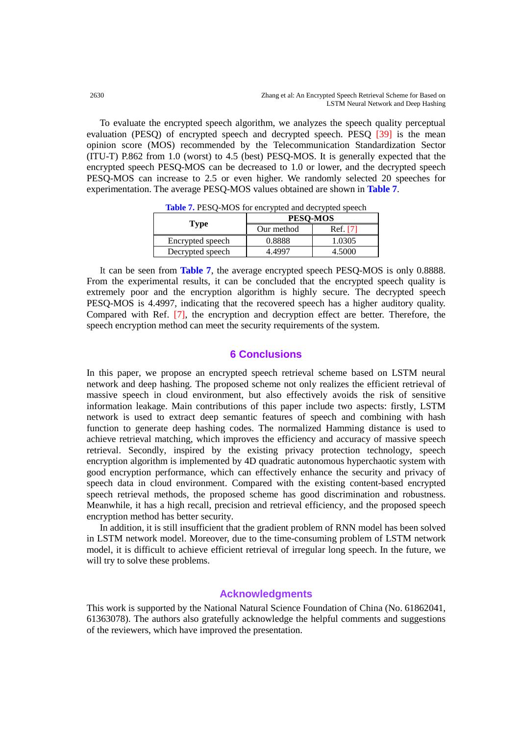To evaluate the encrypted speech algorithm, we analyzes the speech quality perceptual evaluation (PESQ) of encrypted speech and decrypted speech. PESQ [39] is the mean opinion score (MOS) recommended by the Telecommunication Standardization Sector (ITU-T) P.862 from 1.0 (worst) to 4.5 (best) PESQ-MOS. It is generally expected that the encrypted speech PESQ-MOS can be decreased to 1.0 or lower, and the decrypted speech PESQ-MOS can increase to 2.5 or even higher. We randomly selected 20 speeches for experimentation. The average PESQ-MOS values obtained are shown in **Table 7**.

**Table 7.** PESQ-MOS for encrypted and decrypted speech

| Type | PESQ-MOS | |
|---|---|---|
| | Our method | Ref. [7] |
| Encrypted speech | 0.8888 | 1.0305 |
| Decrypted speech | 4.4997 | 4.5000 |

It can be seen from **Table 7**, the average encrypted speech PESQ-MOS is only 0.8888. From the experimental results, it can be concluded that the encrypted speech quality is extremely poor and the encryption algorithm is highly secure. The decrypted speech PESQ-MOS is 4.4997, indicating that the recovered speech has a higher auditory quality. Compared with Ref. [7], the encryption and decryption effect are better. Therefore, the speech encryption method can meet the security requirements of the system.

## 6 Conclusions

In this paper, we propose an encrypted speech retrieval scheme based on LSTM neural network and deep hashing. The proposed scheme not only realizes the efficient retrieval of massive speech in cloud environment, but also effectively avoids the risk of sensitive information leakage. Main contributions of this paper include two aspects: firstly, LSTM network is used to extract deep semantic features of speech and combining with hash function to generate deep hashing codes. The normalized Hamming distance is used to achieve retrieval matching, which improves the efficiency and accuracy of massive speech retrieval. Secondly, inspired by the existing privacy protection technology, speech encryption algorithm is implemented by 4D quadratic autonomous hyperchaotic system with good encryption performance, which can effectively enhance the security and privacy of speech data in cloud environment. Compared with the existing content-based encrypted speech retrieval methods, the proposed scheme has good discrimination and robustness. Meanwhile, it has a high recall, precision and retrieval efficiency, and the proposed speech encryption method has better security.

In addition, it is still insufficient that the gradient problem of RNN model has been solved in LSTM network model. Moreover, due to the time-consuming problem of LSTM network model, it is difficult to achieve efficient retrieval of irregular long speech. In the future, we will try to solve these problems.

## Acknowledgments

This work is supported by the National Natural Science Foundation of China (No. 61862041, 61363078). The authors also gratefully acknowledge the helpful comments and suggestions of the reviewers, which have improved the presentation.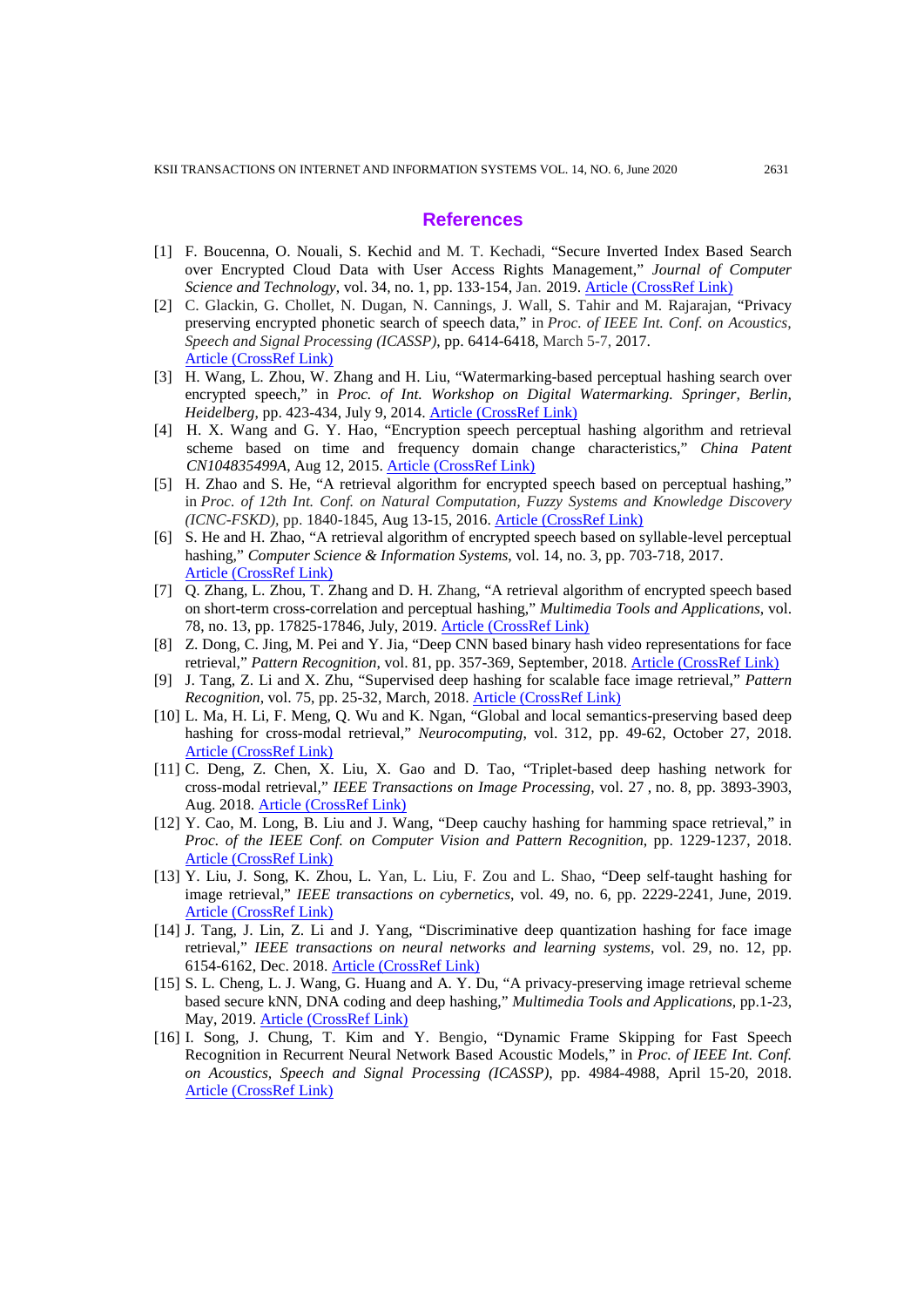## References

[1] F. Boucenna, O. Nouali, S. Kechid and M. T. Kechadi, "Secure Inverted Index Based Search over Encrypted Cloud Data with User Access Rights Management," *Journal of Computer Science and Technology*, vol. 34, no. 1, pp. 133-154, Jan. 2019. Article (CrossRef Link)

[2] C. Glackin, G. Chollet, N. Dugan, N. Cannings, J. Wall, S. Tahir and M. Rajarajan, "Privacy preserving encrypted phonetic search of speech data," in *Proc. of IEEE Int. Conf. on Acoustics, Speech and Signal Processing (ICASSP)*, pp. 6414-6418, March 5-7, 2017. Article (CrossRef Link)

[3] H. Wang, L. Zhou, W. Zhang and H. Liu, "Watermarking-based perceptual hashing search over encrypted speech," in *Proc. of Int. Workshop on Digital Watermarking. Springer, Berlin, Heidelberg*, pp. 423-434, July 9, 2014. Article (CrossRef Link)

[4] H. X. Wang and G. Y. Hao, "Encryption speech perceptual hashing algorithm and retrieval scheme based on time and frequency domain change characteristics," *China Patent CN104835499A*, Aug 12, 2015. Article (CrossRef Link)

[5] H. Zhao and S. He, "A retrieval algorithm for encrypted speech based on perceptual hashing," in *Proc. of 12th Int. Conf. on Natural Computation, Fuzzy Systems and Knowledge Discovery (ICNC-FSKD)*, pp. 1840-1845, Aug 13-15, 2016. Article (CrossRef Link)

[6] S. He and H. Zhao, "A retrieval algorithm of encrypted speech based on syllable-level perceptual hashing," *Computer Science & Information Systems*, vol. 14, no. 3, pp. 703-718, 2017. Article (CrossRef Link)

[7] Q. Zhang, L. Zhou, T. Zhang and D. H. Zhang, "A retrieval algorithm of encrypted speech based on short-term cross-correlation and perceptual hashing," *Multimedia Tools and Applications*, vol. 78, no. 13, pp. 17825-17846, July, 2019. Article (CrossRef Link)

[8] Z. Dong, C. Jing, M. Pei and Y. Jia, "Deep CNN based binary hash video representations for face retrieval," *Pattern Recognition*, vol. 81, pp. 357-369, September, 2018. Article (CrossRef Link)

[9] J. Tang, Z. Li and X. Zhu, "Supervised deep hashing for scalable face image retrieval," *Pattern Recognition*, vol. 75, pp. 25-32, March, 2018. Article (CrossRef Link)

[10] L. Ma, H. Li, F. Meng, Q. Wu and K. Ngan, "Global and local semantics-preserving based deep hashing for cross-modal retrieval," *Neurocomputing*, vol. 312, pp. 49-62, October 27, 2018. Article (CrossRef Link)

[11] C. Deng, Z. Chen, X. Liu, X. Gao and D. Tao, "Triplet-based deep hashing network for cross-modal retrieval," *IEEE Transactions on Image Processing*, vol. 27 , no. 8, pp. 3893-3903, Aug. 2018. Article (CrossRef Link)

[12] Y. Cao, M. Long, B. Liu and J. Wang, "Deep cauchy hashing for hamming space retrieval," in *Proc. of the IEEE Conf. on Computer Vision and Pattern Recognition*, pp. 1229-1237, 2018. Article (CrossRef Link)

[13] Y. Liu, J. Song, K. Zhou, L. Yan, L. Liu, F. Zou and L. Shao, "Deep self-taught hashing for image retrieval," *IEEE transactions on cybernetics*, vol. 49, no. 6, pp. 2229-2241, June, 2019. Article (CrossRef Link)

[14] J. Tang, J. Lin, Z. Li and J. Yang, "Discriminative deep quantization hashing for face image retrieval," *IEEE transactions on neural networks and learning systems*, vol. 29, no. 12, pp. 6154-6162, Dec. 2018. Article (CrossRef Link)

[15] S. L. Cheng, L. J. Wang, G. Huang and A. Y. Du, "A privacy-preserving image retrieval scheme based secure kNN, DNA coding and deep hashing," *Multimedia Tools and Applications*, pp.1-23, May, 2019. Article (CrossRef Link)

[16] I. Song, J. Chung, T. Kim and Y. Bengio, "Dynamic Frame Skipping for Fast Speech Recognition in Recurrent Neural Network Based Acoustic Models," in *Proc. of IEEE Int. Conf. on Acoustics, Speech and Signal Processing (ICASSP)*, pp. 4984-4988, April 15-20, 2018. Article (CrossRef Link)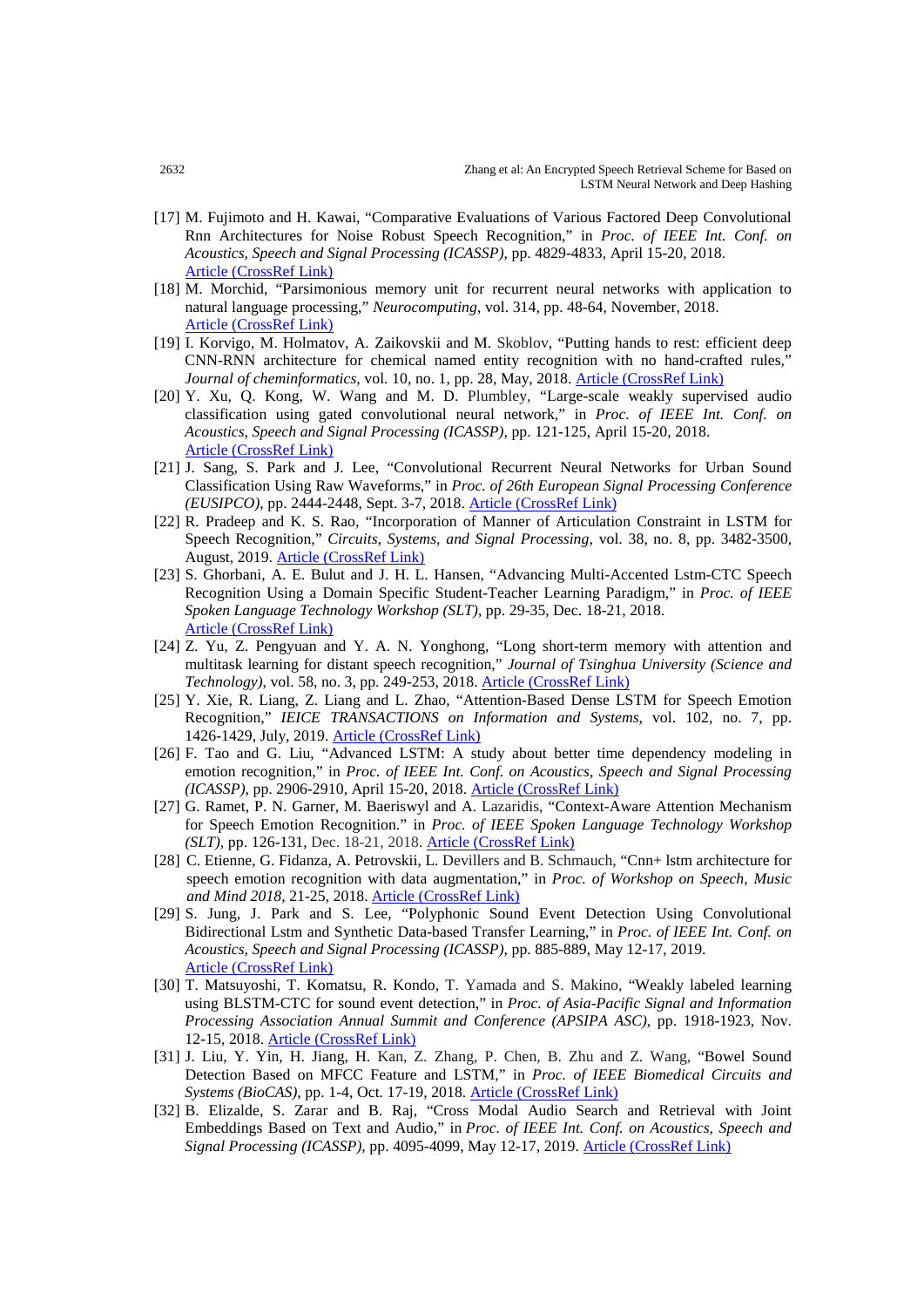[17] M. Fujimoto and H. Kawai, "Comparative Evaluations of Various Factored Deep Convolutional Rnn Architectures for Noise Robust Speech Recognition," in *Proc. of IEEE Int. Conf. on Acoustics, Speech and Signal Processing (ICASSP)*, pp. 4829-4833, April 15-20, 2018. Article (CrossRef Link)

[18] M. Morchid, "Parsimonious memory unit for recurrent neural networks with application to natural language processing," *Neurocomputing*, vol. 314, pp. 48-64, November, 2018. Article (CrossRef Link)

[19] I. Korvigo, M. Holmatov, A. Zaikovskii and M. Skoblov, "Putting hands to rest: efficient deep CNN-RNN architecture for chemical named entity recognition with no hand-crafted rules," *Journal of cheminformatics*, vol. 10, no. 1, pp. 28, May, 2018. Article (CrossRef Link)

[20] Y. Xu, Q. Kong, W. Wang and M. D. Plumbley, "Large-scale weakly supervised audio classification using gated convolutional neural network," in *Proc. of IEEE Int. Conf. on Acoustics, Speech and Signal Processing (ICASSP)*, pp. 121-125, April 15-20, 2018. Article (CrossRef Link)

[21] J. Sang, S. Park and J. Lee, "Convolutional Recurrent Neural Networks for Urban Sound Classification Using Raw Waveforms," in *Proc. of 26th European Signal Processing Conference (EUSIPCO)*, pp. 2444-2448, Sept. 3-7, 2018. Article (CrossRef Link)

[22] R. Pradeep and K. S. Rao, "Incorporation of Manner of Articulation Constraint in LSTM for Speech Recognition," *Circuits, Systems, and Signal Processing*, vol. 38, no. 8, pp. 3482-3500, August, 2019. Article (CrossRef Link)

[23] S. Ghorbani, A. E. Bulut and J. H. L. Hansen, "Advancing Multi-Accented Lstm-CTC Speech Recognition Using a Domain Specific Student-Teacher Learning Paradigm," in *Proc. of IEEE Spoken Language Technology Workshop (SLT)*, pp. 29-35, Dec. 18-21, 2018. Article (CrossRef Link)

[24] Z. Yu, Z. Pengyuan and Y. A. N. Yonghong, "Long short-term memory with attention and multitask learning for distant speech recognition," *Journal of Tsinghua University (Science and Technology)*, vol. 58, no. 3, pp. 249-253, 2018. Article (CrossRef Link)

[25] Y. Xie, R. Liang, Z. Liang and L. Zhao, "Attention-Based Dense LSTM for Speech Emotion Recognition," *IEICE TRANSACTIONS on Information and Systems*, vol. 102, no. 7, pp. 1426-1429, July, 2019. Article (CrossRef Link)

[26] F. Tao and G. Liu, "Advanced LSTM: A study about better time dependency modeling in emotion recognition," in *Proc. of IEEE Int. Conf. on Acoustics, Speech and Signal Processing (ICASSP)*, pp. 2906-2910, April 15-20, 2018. Article (CrossRef Link)

[27] G. Ramet, P. N. Garner, M. Baeriswyl and A. Lazaridis, "Context-Aware Attention Mechanism for Speech Emotion Recognition." in *Proc. of IEEE Spoken Language Technology Workshop (SLT)*, pp. 126-131, Dec. 18-21, 2018. Article (CrossRef Link)

[28] C. Etienne, G. Fidanza, A. Petrovskii, L. Devillers and B. Schmauch, "Cnn+ lstm architecture for speech emotion recognition with data augmentation," in *Proc. of Workshop on Speech, Music and Mind 2018*, 21-25, 2018. Article (CrossRef Link)

[29] S. Jung, J. Park and S. Lee, "Polyphonic Sound Event Detection Using Convolutional Bidirectional Lstm and Synthetic Data-based Transfer Learning," in *Proc. of IEEE Int. Conf. on Acoustics, Speech and Signal Processing (ICASSP)*, pp. 885-889, May 12-17, 2019. Article (CrossRef Link)

[30] T. Matsuyoshi, T. Komatsu, R. Kondo, T. Yamada and S. Makino, "Weakly labeled learning using BLSTM-CTC for sound event detection," in *Proc. of Asia-Pacific Signal and Information Processing Association Annual Summit and Conference (APSIPA ASC)*, pp. 1918-1923, Nov. 12-15, 2018. Article (CrossRef Link)

[31] J. Liu, Y. Yin, H. Jiang, H. Kan, Z. Zhang, P. Chen, B. Zhu and Z. Wang, "Bowel Sound Detection Based on MFCC Feature and LSTM," in *Proc. of IEEE Biomedical Circuits and Systems (BioCAS)*, pp. 1-4, Oct. 17-19, 2018. Article (CrossRef Link)

[32] B. Elizalde, S. Zarar and B. Raj, "Cross Modal Audio Search and Retrieval with Joint Embeddings Based on Text and Audio," in *Proc. of IEEE Int. Conf. on Acoustics, Speech and Signal Processing (ICASSP)*, pp. 4095-4099, May 12-17, 2019. Article (CrossRef Link)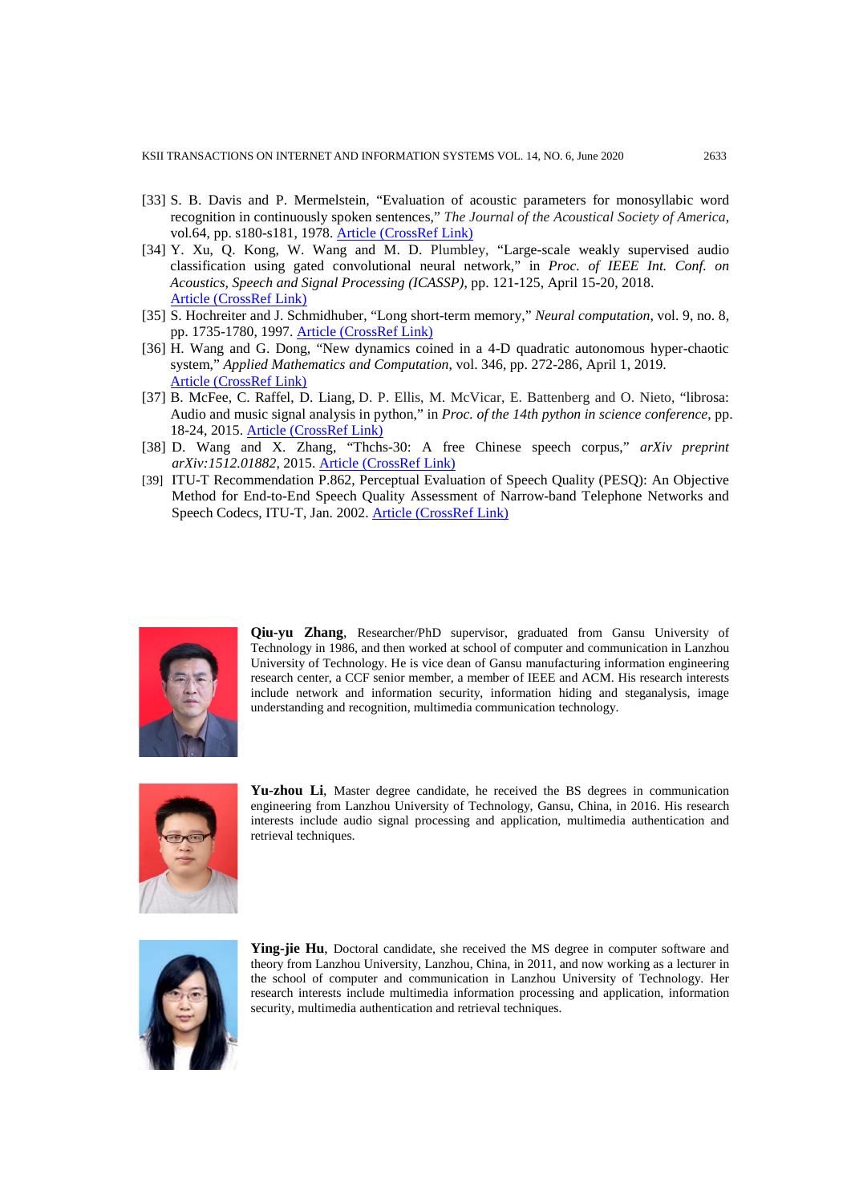[33] S. B. Davis and P. Mermelstein, "Evaluation of acoustic parameters for monosyllabic word recognition in continuously spoken sentences," *The Journal of the Acoustical Society of America*, vol.64, pp. s180-s181, 1978. Article (CrossRef Link)

[34] Y. Xu, Q. Kong, W. Wang and M. D. Plumbley, "Large-scale weakly supervised audio classification using gated convolutional neural network," in *Proc. of IEEE Int. Conf. on Acoustics, Speech and Signal Processing (ICASSP)*, pp. 121-125, April 15-20, 2018. Article (CrossRef Link)

[35] S. Hochreiter and J. Schmidhuber, "Long short-term memory," *Neural computation*, vol. 9, no. 8, pp. 1735-1780, 1997. Article (CrossRef Link)

[36] H. Wang and G. Dong, "New dynamics coined in a 4-D quadratic autonomous hyper-chaotic system," *Applied Mathematics and Computation*, vol. 346, pp. 272-286, April 1, 2019. Article (CrossRef Link)

[37] B. McFee, C. Raffel, D. Liang, D. P. Ellis, M. McVicar, E. Battenberg and O. Nieto, "librosa: Audio and music signal analysis in python," in *Proc. of the 14th python in science conference*, pp. 18-24, 2015. Article (CrossRef Link)

[38] D. Wang and X. Zhang, "Thchs-30: A free Chinese speech corpus," *arXiv preprint arXiv:1512.01882*, 2015. Article (CrossRef Link)

[39] ITU-T Recommendation P.862, Perceptual Evaluation of Speech Quality (PESQ): An Objective Method for End-to-End Speech Quality Assessment of Narrow-band Telephone Networks and Speech Codecs, ITU-T, Jan. 2002. Article (CrossRef Link)

**Qiu-yu Zhang**, Researcher/PhD supervisor, graduated from Gansu University of Technology in 1986, and then worked at school of computer and communication in Lanzhou University of Technology. He is vice dean of Gansu manufacturing information engineering research center, a CCF senior member, a member of IEEE and ACM. His research interests include network and information security, information hiding and steganalysis, image understanding and recognition, multimedia communication technology.

**Yu-zhou Li**, Master degree candidate, he received the BS degrees in communication engineering from Lanzhou University of Technology, Gansu, China, in 2016. His research interests include audio signal processing and application, multimedia authentication and retrieval techniques.

**Ying-jie Hu**, Doctoral candidate, she received the MS degree in computer software and theory from Lanzhou University, Lanzhou, China, in 2011, and now working as a lecturer in the school of computer and communication in Lanzhou University of Technology. Her research interests include multimedia information processing and application, information security, multimedia authentication and retrieval techniques.